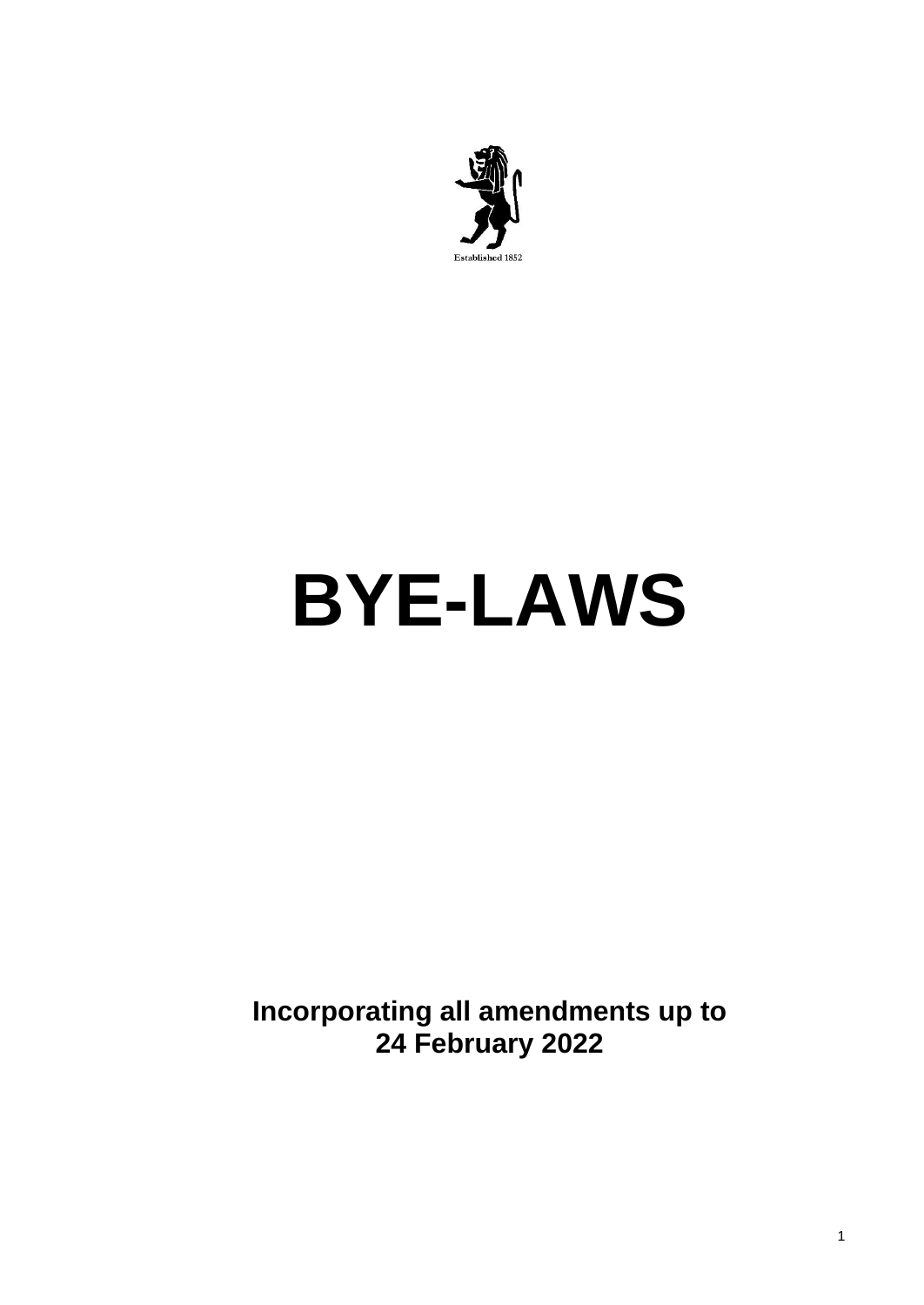Established 1852

# BYE-LAWS

**Incorporating all amendments up to 24 February 2022**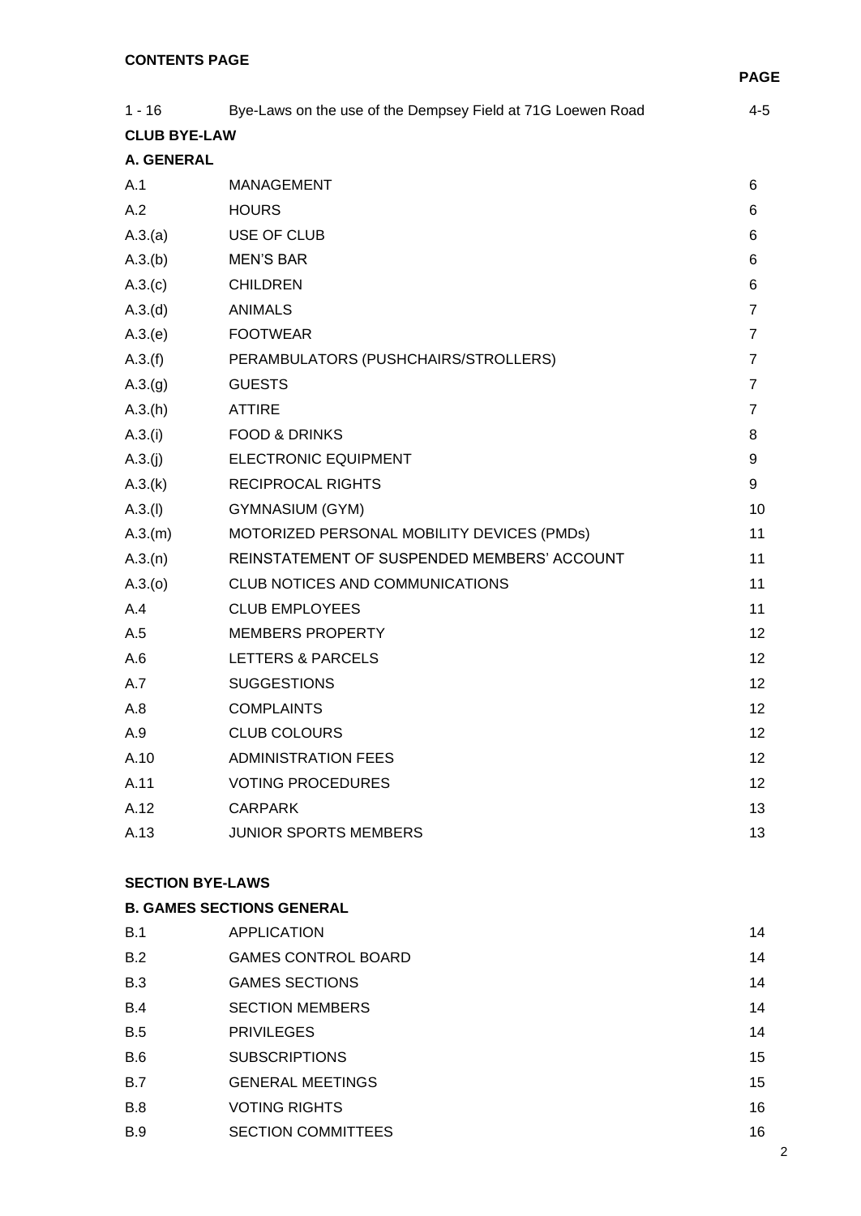**CONTENTS PAGE**

| | | **PAGE** |
|---|---|---|
| 1 - 16 | Bye-Laws on the use of the Dempsey Field at 71G Loewen Road | 4-5 |
| **CLUB BYE-LAW** | | |
| **A. GENERAL** | | |
| A.1 | MANAGEMENT | 6 |
| A.2 | HOURS | 6 |
| A.3.(a) | USE OF CLUB | 6 |
| A.3.(b) | MEN'S BAR | 6 |
| A.3.(c) | CHILDREN | 6 |
| A.3.(d) | ANIMALS | 7 |
| A.3.(e) | FOOTWEAR | 7 |
| A.3.(f) | PERAMBULATORS (PUSHCHAIRS/STROLLERS) | 7 |
| A.3.(g) | GUESTS | 7 |
| A.3.(h) | ATTIRE | 7 |
| A.3.(i) | FOOD & DRINKS | 8 |
| A.3.(j) | ELECTRONIC EQUIPMENT | 9 |
| A.3.(k) | RECIPROCAL RIGHTS | 9 |
| A.3.(l) | GYMNASIUM (GYM) | 10 |
| A.3.(m) | MOTORIZED PERSONAL MOBILITY DEVICES (PMDs) | 11 |
| A.3.(n) | REINSTATEMENT OF SUSPENDED MEMBERS' ACCOUNT | 11 |
| A.3.(o) | CLUB NOTICES AND COMMUNICATIONS | 11 |
| A.4 | CLUB EMPLOYEES | 11 |
| A.5 | MEMBERS PROPERTY | 12 |
| A.6 | LETTERS & PARCELS | 12 |
| A.7 | SUGGESTIONS | 12 |
| A.8 | COMPLAINTS | 12 |
| A.9 | CLUB COLOURS | 12 |
| A.10 | ADMINISTRATION FEES | 12 |
| A.11 | VOTING PROCEDURES | 12 |
| A.12 | CARPARK | 13 |
| A.13 | JUNIOR SPORTS MEMBERS | 13 |

**SECTION BYE-LAWS**

**B. GAMES SECTIONS GENERAL**

| | | |
|---|---|---|
| B.1 | APPLICATION | 14 |
| B.2 | GAMES CONTROL BOARD | 14 |
| B.3 | GAMES SECTIONS | 14 |
| B.4 | SECTION MEMBERS | 14 |
| B.5 | PRIVILEGES | 14 |
| B.6 | SUBSCRIPTIONS | 15 |
| B.7 | GENERAL MEETINGS | 15 |
| B.8 | VOTING RIGHTS | 16 |
| B.9 | SECTION COMMITTEES | 16 |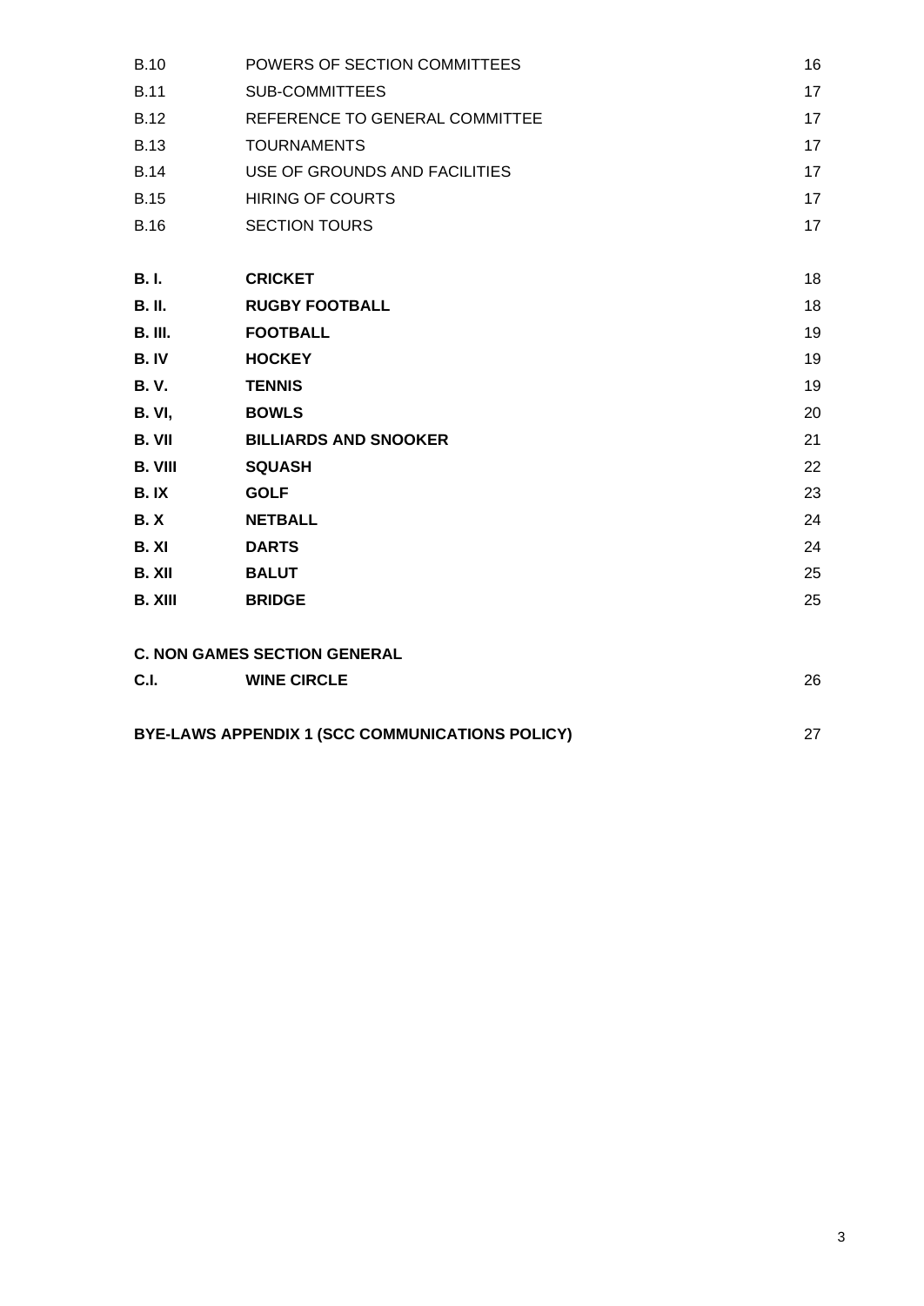| | | |
|---|---|---|
| B.10 | POWERS OF SECTION COMMITTEES | 16 |
| B.11 | SUB-COMMITTEES | 17 |
| B.12 | REFERENCE TO GENERAL COMMITTEE | 17 |
| B.13 | TOURNAMENTS | 17 |
| B.14 | USE OF GROUNDS AND FACILITIES | 17 |
| B.15 | HIRING OF COURTS | 17 |
| B.16 | SECTION TOURS | 17 |
| **B. I.** | **CRICKET** | 18 |
| **B. II.** | **RUGBY FOOTBALL** | 18 |
| **B. III.** | **FOOTBALL** | 19 |
| **B. IV** | **HOCKEY** | 19 |
| **B. V.** | **TENNIS** | 19 |
| **B. VI,** | **BOWLS** | 20 |
| **B. VII** | **BILLIARDS AND SNOOKER** | 21 |
| **B. VIII** | **SQUASH** | 22 |
| **B. IX** | **GOLF** | 23 |
| **B. X** | **NETBALL** | 24 |
| **B. XI** | **DARTS** | 24 |
| **B. XII** | **BALUT** | 25 |
| **B. XIII** | **BRIDGE** | 25 |

**C. NON GAMES SECTION GENERAL**

| | | |
|---|---|---|
| **C.I.** | **WINE CIRCLE** | 26 |

**BYE-LAWS APPENDIX 1 (SCC COMMUNICATIONS POLICY)** 27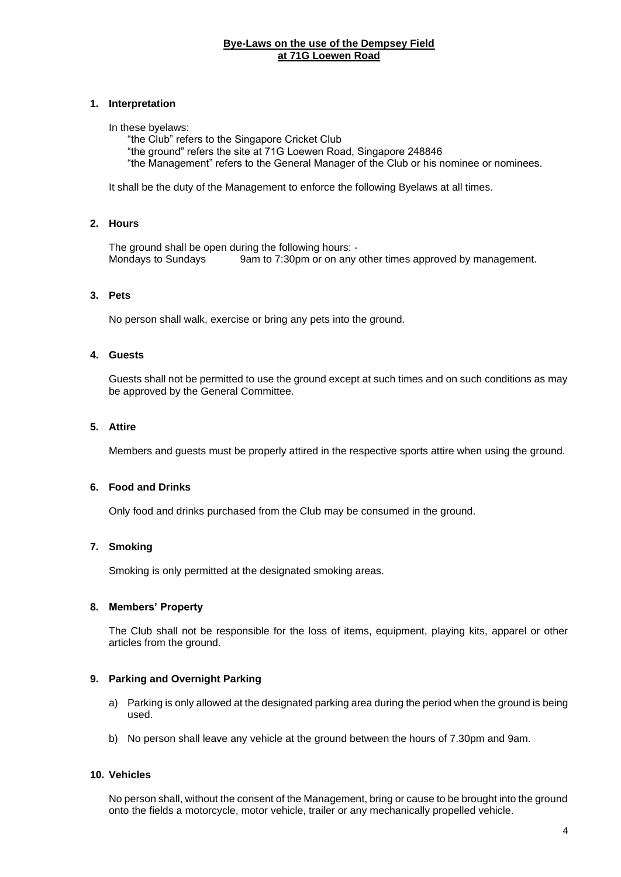**Bye-Laws on the use of the Dempsey Field at 71G Loewen Road**

## 1. Interpretation

In these byelaws:

"the Club" refers to the Singapore Cricket Club
"the ground" refers the site at 71G Loewen Road, Singapore 248846
"the Management" refers to the General Manager of the Club or his nominee or nominees.

It shall be the duty of the Management to enforce the following Byelaws at all times.

## 2. Hours

The ground shall be open during the following hours: -
Mondays to Sundays 9am to 7:30pm or on any other times approved by management.

## 3. Pets

No person shall walk, exercise or bring any pets into the ground.

## 4. Guests

Guests shall not be permitted to use the ground except at such times and on such conditions as may be approved by the General Committee.

## 5. Attire

Members and guests must be properly attired in the respective sports attire when using the ground.

## 6. Food and Drinks

Only food and drinks purchased from the Club may be consumed in the ground.

## 7. Smoking

Smoking is only permitted at the designated smoking areas.

## 8. Members' Property

The Club shall not be responsible for the loss of items, equipment, playing kits, apparel or other articles from the ground.

## 9. Parking and Overnight Parking

a) Parking is only allowed at the designated parking area during the period when the ground is being used.

b) No person shall leave any vehicle at the ground between the hours of 7.30pm and 9am.

## 10. Vehicles

No person shall, without the consent of the Management, bring or cause to be brought into the ground onto the fields a motorcycle, motor vehicle, trailer or any mechanically propelled vehicle.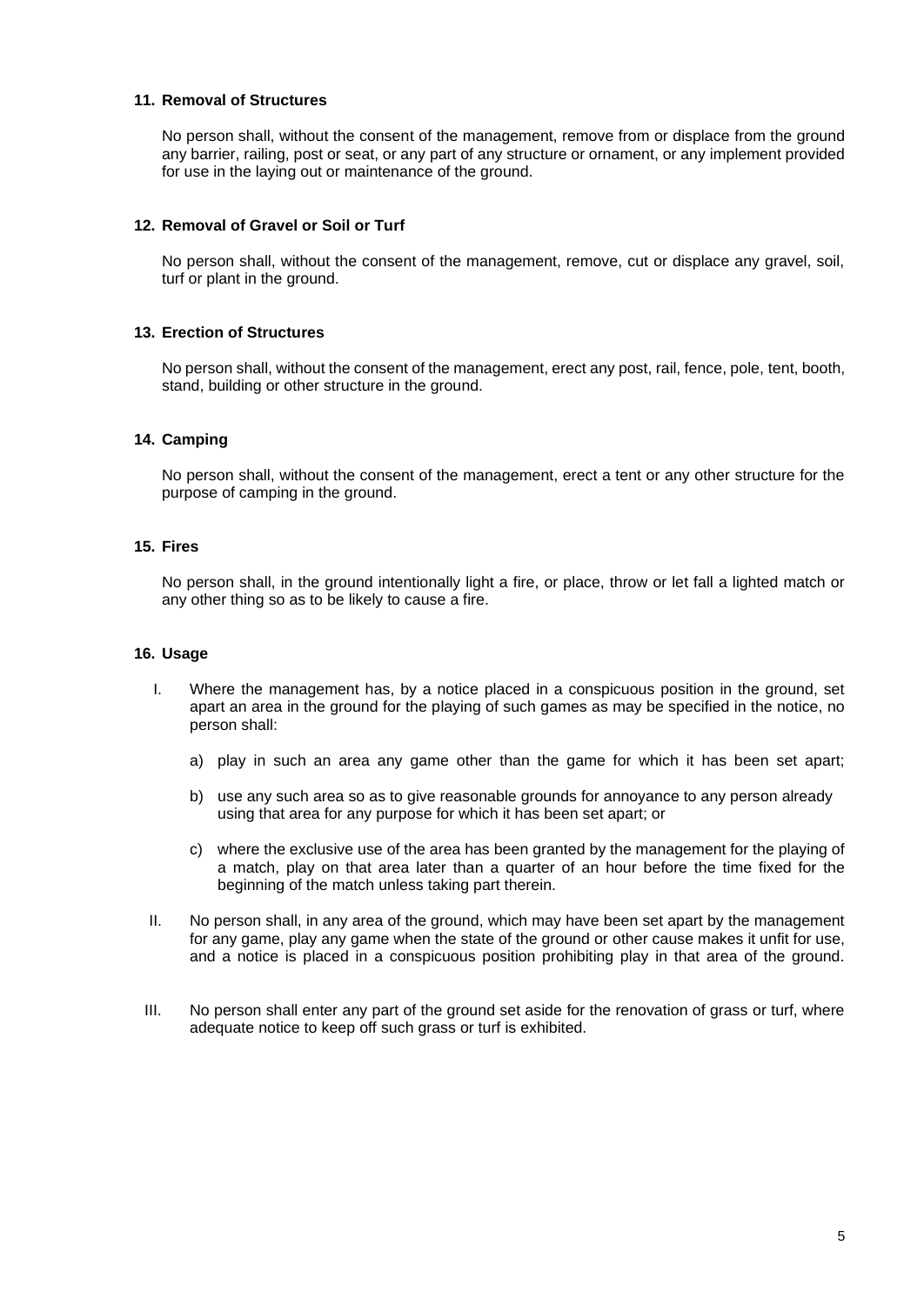## 11. Removal of Structures

No person shall, without the consent of the management, remove from or displace from the ground any barrier, railing, post or seat, or any part of any structure or ornament, or any implement provided for use in the laying out or maintenance of the ground.

## 12. Removal of Gravel or Soil or Turf

No person shall, without the consent of the management, remove, cut or displace any gravel, soil, turf or plant in the ground.

## 13. Erection of Structures

No person shall, without the consent of the management, erect any post, rail, fence, pole, tent, booth, stand, building or other structure in the ground.

## 14. Camping

No person shall, without the consent of the management, erect a tent or any other structure for the purpose of camping in the ground.

## 15. Fires

No person shall, in the ground intentionally light a fire, or place, throw or let fall a lighted match or any other thing so as to be likely to cause a fire.

## 16. Usage

I. Where the management has, by a notice placed in a conspicuous position in the ground, set apart an area in the ground for the playing of such games as may be specified in the notice, no person shall:

   a) play in such an area any game other than the game for which it has been set apart;

   b) use any such area so as to give reasonable grounds for annoyance to any person already using that area for any purpose for which it has been set apart; or

   c) where the exclusive use of the area has been granted by the management for the playing of a match, play on that area later than a quarter of an hour before the time fixed for the beginning of the match unless taking part therein.

II. No person shall, in any area of the ground, which may have been set apart by the management for any game, play any game when the state of the ground or other cause makes it unfit for use, and a notice is placed in a conspicuous position prohibiting play in that area of the ground.

III. No person shall enter any part of the ground set aside for the renovation of grass or turf, where adequate notice to keep off such grass or turf is exhibited.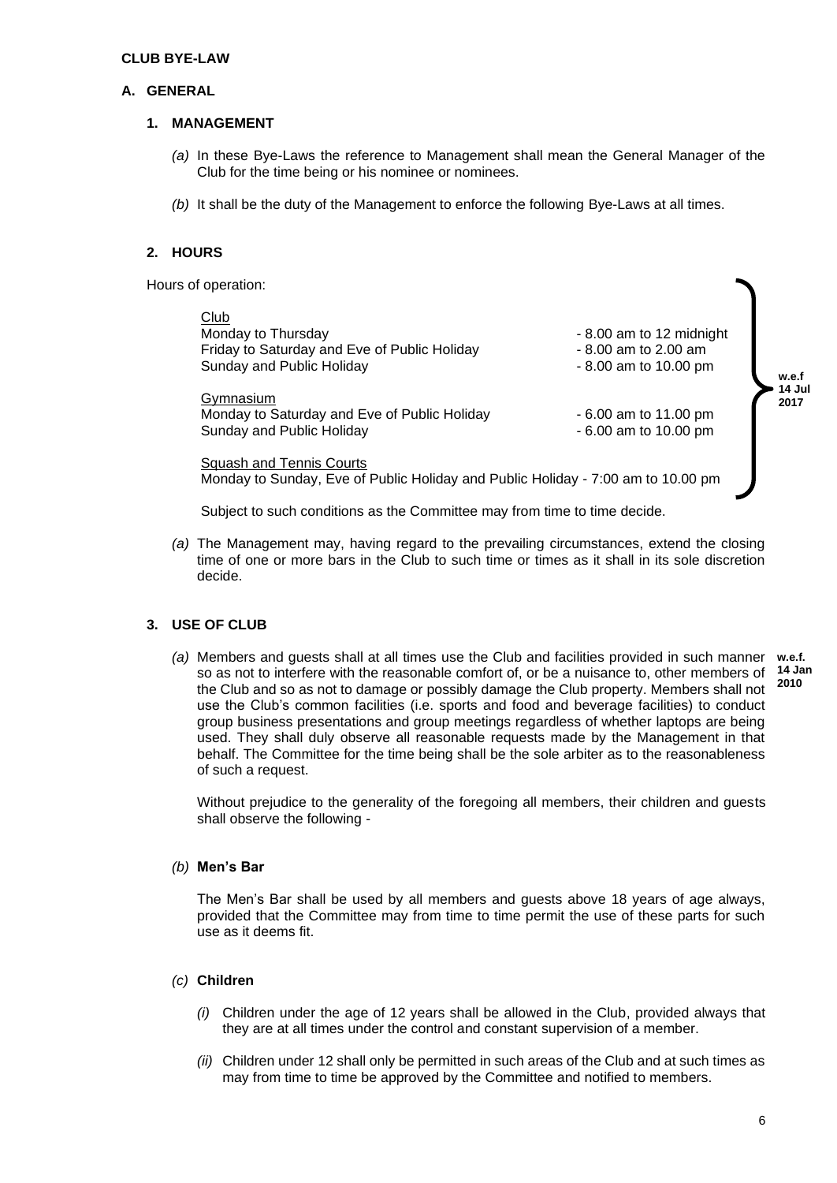**CLUB BYE-LAW**

## A. GENERAL

### 1. MANAGEMENT

*(a)* In these Bye-Laws the reference to Management shall mean the General Manager of the Club for the time being or his nominee or nominees.

*(b)* It shall be the duty of the Management to enforce the following Bye-Laws at all times.

### 2. HOURS

Hours of operation:

**w.e.f 14 Jul 2017**

Club

| | |
|---|---|
| Monday to Thursday | - 8.00 am to 12 midnight |
| Friday to Saturday and Eve of Public Holiday | - 8.00 am to 2.00 am |
| Sunday and Public Holiday | - 8.00 am to 10.00 pm |

Gymnasium

| | |
|---|---|
| Monday to Saturday and Eve of Public Holiday | - 6.00 am to 11.00 pm |
| Sunday and Public Holiday | - 6.00 am to 10.00 pm |

Squash and Tennis Courts

Monday to Sunday, Eve of Public Holiday and Public Holiday - 7:00 am to 10.00 pm

Subject to such conditions as the Committee may from time to time decide.

*(a)* The Management may, having regard to the prevailing circumstances, extend the closing time of one or more bars in the Club to such time or times as it shall in its sole discretion decide.

### 3. USE OF CLUB

*(a)* Members and guests shall at all times use the Club and facilities provided in such manner so as not to interfere with the reasonable comfort of, or be a nuisance to, other members of the Club and so as not to damage or possibly damage the Club property. Members shall not use the Club's common facilities (i.e. sports and food and beverage facilities) to conduct group business presentations and group meetings regardless of whether laptops are being used. They shall duly observe all reasonable requests made by the Management in that behalf. The Committee for the time being shall be the sole arbiter as to the reasonableness of such a request. **w.e.f. 14 Jan 2010**

Without prejudice to the generality of the foregoing all members, their children and guests shall observe the following -

*(b)* **Men's Bar**

The Men's Bar shall be used by all members and guests above 18 years of age always, provided that the Committee may from time to time permit the use of these parts for such use as it deems fit.

*(c)* **Children**

*(i)* Children under the age of 12 years shall be allowed in the Club, provided always that they are at all times under the control and constant supervision of a member.

*(ii)* Children under 12 shall only be permitted in such areas of the Club and at such times as may from time to time be approved by the Committee and notified to members.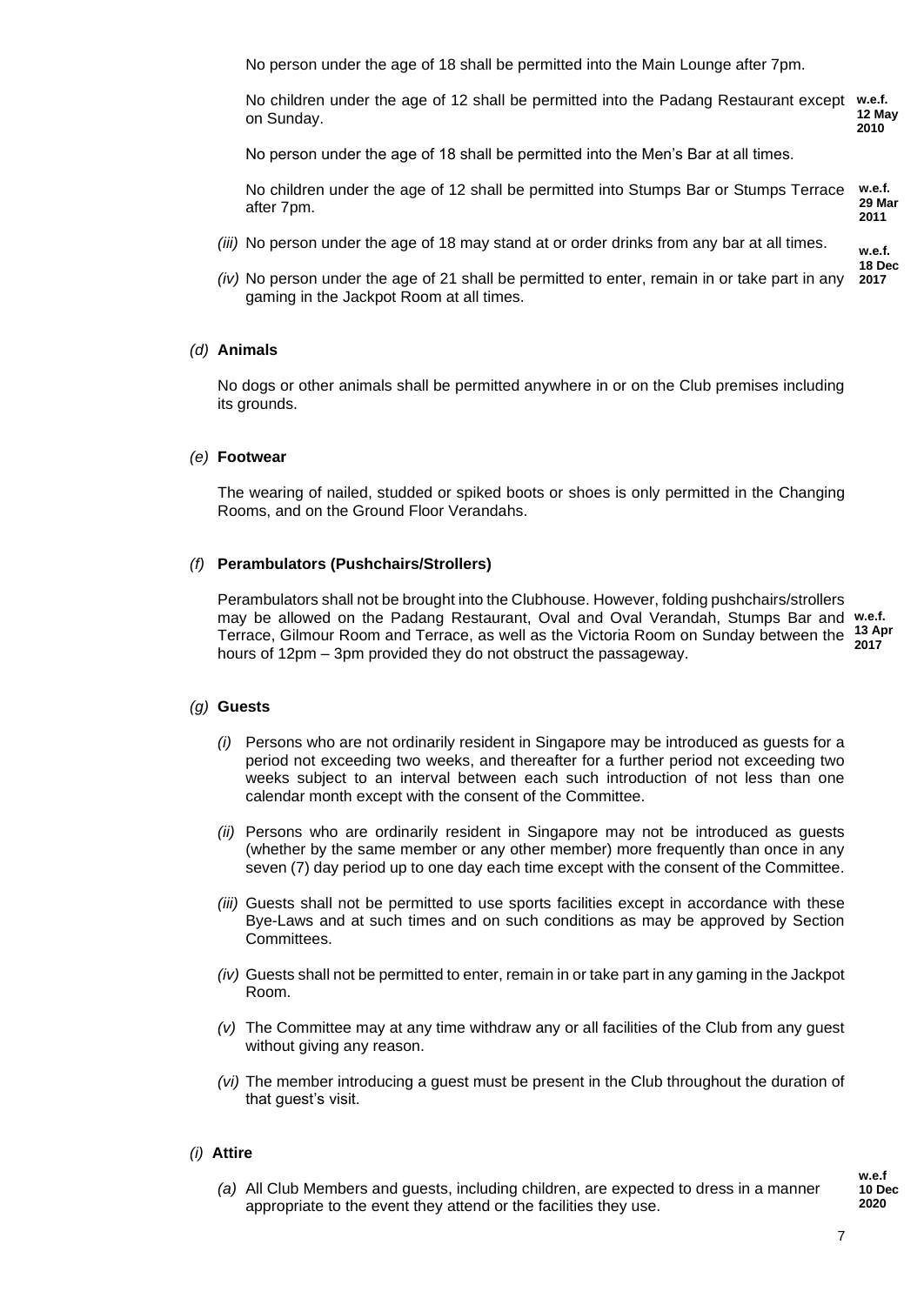No person under the age of 18 shall be permitted into the Main Lounge after 7pm.

No children under the age of 12 shall be permitted into the Padang Restaurant except on Sunday. **w.e.f. 12 May 2010**

No person under the age of 18 shall be permitted into the Men's Bar at all times.

No children under the age of 12 shall be permitted into Stumps Bar or Stumps Terrace after 7pm. **w.e.f. 29 Mar 2011**

*(iii)* No person under the age of 18 may stand at or order drinks from any bar at all times.

*(iv)* No person under the age of 21 shall be permitted to enter, remain in or take part in any gaming in the Jackpot Room at all times. **w.e.f. 18 Dec 2017**

*(d)* **Animals**

No dogs or other animals shall be permitted anywhere in or on the Club premises including its grounds.

*(e)* **Footwear**

The wearing of nailed, studded or spiked boots or shoes is only permitted in the Changing Rooms, and on the Ground Floor Verandahs.

*(f)* **Perambulators (Pushchairs/Strollers)**

Perambulators shall not be brought into the Clubhouse. However, folding pushchairs/strollers may be allowed on the Padang Restaurant, Oval and Oval Verandah, Stumps Bar and Terrace, Gilmour Room and Terrace, as well as the Victoria Room on Sunday between the hours of 12pm – 3pm provided they do not obstruct the passageway. **w.e.f. 13 Apr 2017**

*(g)* **Guests**

*(i)* Persons who are not ordinarily resident in Singapore may be introduced as guests for a period not exceeding two weeks, and thereafter for a further period not exceeding two weeks subject to an interval between each such introduction of not less than one calendar month except with the consent of the Committee.

*(ii)* Persons who are ordinarily resident in Singapore may not be introduced as guests (whether by the same member or any other member) more frequently than once in any seven (7) day period up to one day each time except with the consent of the Committee.

*(iii)* Guests shall not be permitted to use sports facilities except in accordance with these Bye-Laws and at such times and on such conditions as may be approved by Section Committees.

*(iv)* Guests shall not be permitted to enter, remain in or take part in any gaming in the Jackpot Room.

*(v)* The Committee may at any time withdraw any or all facilities of the Club from any guest without giving any reason.

*(vi)* The member introducing a guest must be present in the Club throughout the duration of that guest's visit.

*(i)* **Attire**

*(a)* All Club Members and guests, including children, are expected to dress in a manner appropriate to the event they attend or the facilities they use. **w.e.f 10 Dec 2020**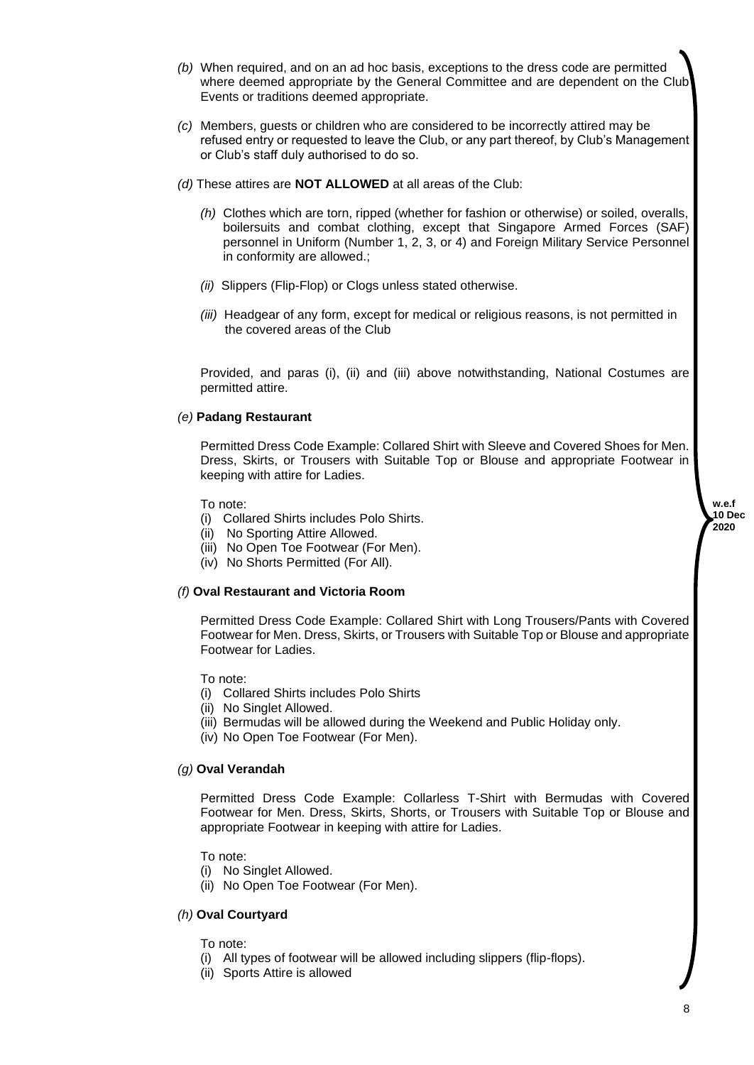*(b)* When required, and on an ad hoc basis, exceptions to the dress code are permitted where deemed appropriate by the General Committee and are dependent on the Club Events or traditions deemed appropriate.

*(c)* Members, guests or children who are considered to be incorrectly attired may be refused entry or requested to leave the Club, or any part thereof, by Club's Management or Club's staff duly authorised to do so.

*(d)* These attires are **NOT ALLOWED** at all areas of the Club:

*(h)* Clothes which are torn, ripped (whether for fashion or otherwise) or soiled, overalls, boilersuits and combat clothing, except that Singapore Armed Forces (SAF) personnel in Uniform (Number 1, 2, 3, or 4) and Foreign Military Service Personnel in conformity are allowed.;

*(ii)* Slippers (Flip-Flop) or Clogs unless stated otherwise.

*(iii)* Headgear of any form, except for medical or religious reasons, is not permitted in the covered areas of the Club

Provided, and paras (i), (ii) and (iii) above notwithstanding, National Costumes are permitted attire.

*(e)* **Padang Restaurant**

Permitted Dress Code Example: Collared Shirt with Sleeve and Covered Shoes for Men. Dress, Skirts, or Trousers with Suitable Top or Blouse and appropriate Footwear in keeping with attire for Ladies.

To note:

(i) Collared Shirts includes Polo Shirts.
(ii) No Sporting Attire Allowed.
(iii) No Open Toe Footwear (For Men).
(iv) No Shorts Permitted (For All).

*(f)* **Oval Restaurant and Victoria Room**

Permitted Dress Code Example: Collared Shirt with Long Trousers/Pants with Covered Footwear for Men. Dress, Skirts, or Trousers with Suitable Top or Blouse and appropriate Footwear for Ladies.

To note:

(i) Collared Shirts includes Polo Shirts
(ii) No Singlet Allowed.
(iii) Bermudas will be allowed during the Weekend and Public Holiday only.
(iv) No Open Toe Footwear (For Men).

*(g)* **Oval Verandah**

Permitted Dress Code Example: Collarless T-Shirt with Bermudas with Covered Footwear for Men. Dress, Skirts, Shorts, or Trousers with Suitable Top or Blouse and appropriate Footwear in keeping with attire for Ladies.

To note:

(i) No Singlet Allowed.
(ii) No Open Toe Footwear (For Men).

*(h)* **Oval Courtyard**

To note:

(i) All types of footwear will be allowed including slippers (flip-flops).
(ii) Sports Attire is allowed

**w.e.f 10 Dec 2020**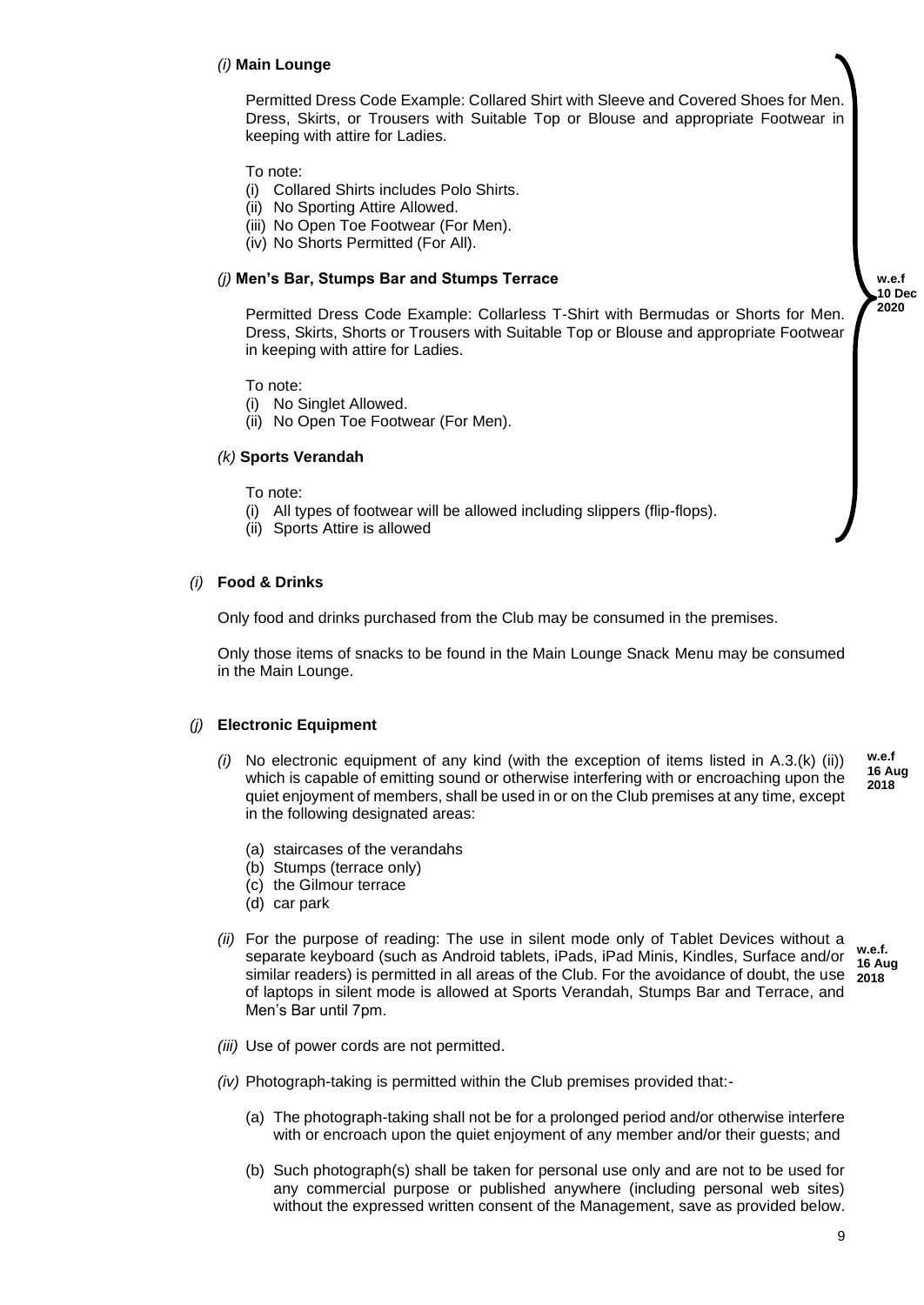*(i)* **Main Lounge**

Permitted Dress Code Example: Collared Shirt with Sleeve and Covered Shoes for Men. Dress, Skirts, or Trousers with Suitable Top or Blouse and appropriate Footwear in keeping with attire for Ladies.

To note:

(i) Collared Shirts includes Polo Shirts.
(ii) No Sporting Attire Allowed.
(iii) No Open Toe Footwear (For Men).
(iv) No Shorts Permitted (For All).

*(j)* **Men's Bar, Stumps Bar and Stumps Terrace**

**w.e.f 10 Dec 2020**

Permitted Dress Code Example: Collarless T-Shirt with Bermudas or Shorts for Men. Dress, Skirts, Shorts or Trousers with Suitable Top or Blouse and appropriate Footwear in keeping with attire for Ladies.

To note:

(i) No Singlet Allowed.
(ii) No Open Toe Footwear (For Men).

*(k)* **Sports Verandah**

To note:

(i) All types of footwear will be allowed including slippers (flip-flops).
(ii) Sports Attire is allowed

*(i)* **Food & Drinks**

Only food and drinks purchased from the Club may be consumed in the premises.

Only those items of snacks to be found in the Main Lounge Snack Menu may be consumed in the Main Lounge.

*(j)* **Electronic Equipment**

*(i)* No electronic equipment of any kind (with the exception of items listed in A.3.(k) (ii)) which is capable of emitting sound or otherwise interfering with or encroaching upon the quiet enjoyment of members, shall be used in or on the Club premises at any time, except in the following designated areas: **w.e.f 16 Aug 2018**

(a) staircases of the verandahs
(b) Stumps (terrace only)
(c) the Gilmour terrace
(d) car park

*(ii)* For the purpose of reading: The use in silent mode only of Tablet Devices without a separate keyboard (such as Android tablets, iPads, iPad Minis, Kindles, Surface and/or similar readers) is permitted in all areas of the Club. For the avoidance of doubt, the use of laptops in silent mode is allowed at Sports Verandah, Stumps Bar and Terrace, and Men's Bar until 7pm. **w.e.f. 16 Aug 2018**

*(iii)* Use of power cords are not permitted.

*(iv)* Photograph-taking is permitted within the Club premises provided that:-

(a) The photograph-taking shall not be for a prolonged period and/or otherwise interfere with or encroach upon the quiet enjoyment of any member and/or their guests; and

(b) Such photograph(s) shall be taken for personal use only and are not to be used for any commercial purpose or published anywhere (including personal web sites) without the expressed written consent of the Management, save as provided below.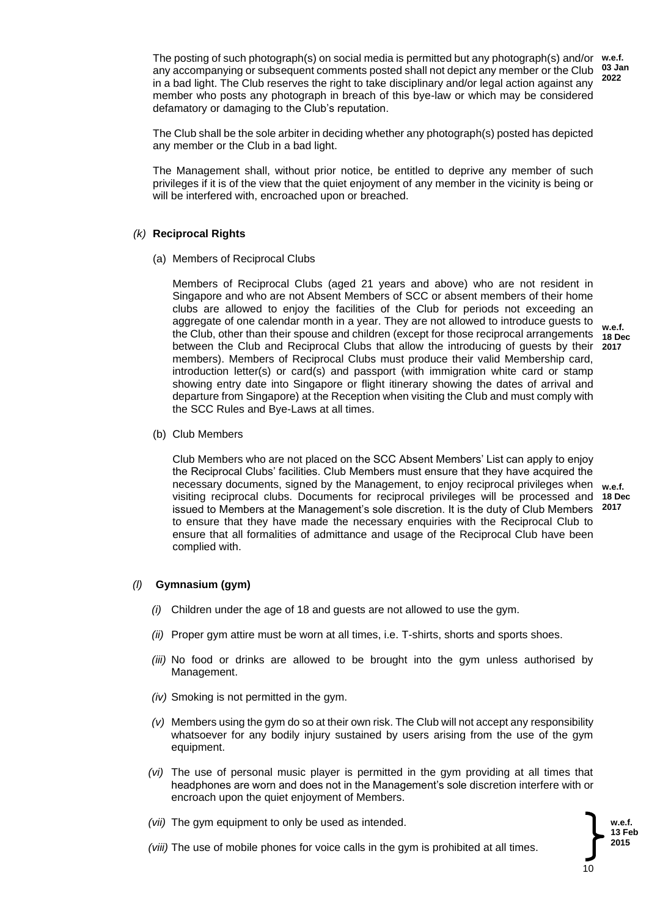The posting of such photograph(s) on social media is permitted but any photograph(s) and/or any accompanying or subsequent comments posted shall not depict any member or the Club in a bad light. The Club reserves the right to take disciplinary and/or legal action against any member who posts any photograph in breach of this bye-law or which may be considered defamatory or damaging to the Club's reputation. **w.e.f. 03 Jan 2022**

The Club shall be the sole arbiter in deciding whether any photograph(s) posted has depicted any member or the Club in a bad light.

The Management shall, without prior notice, be entitled to deprive any member of such privileges if it is of the view that the quiet enjoyment of any member in the vicinity is being or will be interfered with, encroached upon or breached.

*(k)* **Reciprocal Rights**

(a) Members of Reciprocal Clubs

Members of Reciprocal Clubs (aged 21 years and above) who are not resident in Singapore and who are not Absent Members of SCC or absent members of their home clubs are allowed to enjoy the facilities of the Club for periods not exceeding an aggregate of one calendar month in a year. They are not allowed to introduce guests to the Club, other than their spouse and children (except for those reciprocal arrangements between the Club and Reciprocal Clubs that allow the introducing of guests by their members). Members of Reciprocal Clubs must produce their valid Membership card, introduction letter(s) or card(s) and passport (with immigration white card or stamp showing entry date into Singapore or flight itinerary showing the dates of arrival and departure from Singapore) at the Reception when visiting the Club and must comply with the SCC Rules and Bye-Laws at all times. **w.e.f. 18 Dec 2017**

(b) Club Members

Club Members who are not placed on the SCC Absent Members' List can apply to enjoy the Reciprocal Clubs' facilities. Club Members must ensure that they have acquired the necessary documents, signed by the Management, to enjoy reciprocal privileges when visiting reciprocal clubs. Documents for reciprocal privileges will be processed and issued to Members at the Management's sole discretion. It is the duty of Club Members to ensure that they have made the necessary enquiries with the Reciprocal Club to ensure that all formalities of admittance and usage of the Reciprocal Club have been complied with. **w.e.f. 18 Dec 2017**

*(l)* **Gymnasium (gym)**

*(i)* Children under the age of 18 and guests are not allowed to use the gym.

*(ii)* Proper gym attire must be worn at all times, i.e. T-shirts, shorts and sports shoes.

*(iii)* No food or drinks are allowed to be brought into the gym unless authorised by Management.

*(iv)* Smoking is not permitted in the gym.

*(v)* Members using the gym do so at their own risk. The Club will not accept any responsibility whatsoever for any bodily injury sustained by users arising from the use of the gym equipment.

*(vi)* The use of personal music player is permitted in the gym providing at all times that headphones are worn and does not in the Management's sole discretion interfere with or encroach upon the quiet enjoyment of Members.

*(vii)* The gym equipment to only be used as intended.

*(viii)* The use of mobile phones for voice calls in the gym is prohibited at all times.

**w.e.f. 13 Feb 2015**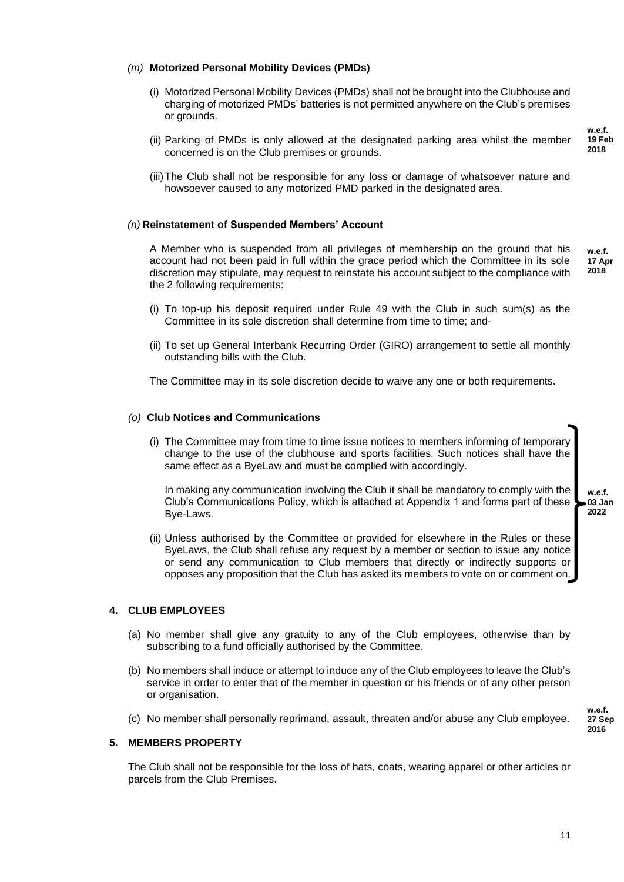*(m)* **Motorized Personal Mobility Devices (PMDs)**

(i) Motorized Personal Mobility Devices (PMDs) shall not be brought into the Clubhouse and charging of motorized PMDs' batteries is not permitted anywhere on the Club's premises or grounds.

(ii) Parking of PMDs is only allowed at the designated parking area whilst the member concerned is on the Club premises or grounds.

**w.e.f. 19 Feb 2018**

(iii) The Club shall not be responsible for any loss or damage of whatsoever nature and howsoever caused to any motorized PMD parked in the designated area.

*(n)* **Reinstatement of Suspended Members' Account**

A Member who is suspended from all privileges of membership on the ground that his account had not been paid in full within the grace period which the Committee in its sole discretion may stipulate, may request to reinstate his account subject to the compliance with the 2 following requirements:

**w.e.f. 17 Apr 2018**

(i) To top-up his deposit required under Rule 49 with the Club in such sum(s) as the Committee in its sole discretion shall determine from time to time; and-

(ii) To set up General Interbank Recurring Order (GIRO) arrangement to settle all monthly outstanding bills with the Club.

The Committee may in its sole discretion decide to waive any one or both requirements.

*(o)* **Club Notices and Communications**

(i) The Committee may from time to time issue notices to members informing of temporary change to the use of the clubhouse and sports facilities. Such notices shall have the same effect as a ByeLaw and must be complied with accordingly.

In making any communication involving the Club it shall be mandatory to comply with the Club's Communications Policy, which is attached at Appendix 1 and forms part of these Bye-Laws.

**w.e.f. 03 Jan 2022**

(ii) Unless authorised by the Committee or provided for elsewhere in the Rules or these ByeLaws, the Club shall refuse any request by a member or section to issue any notice or send any communication to Club members that directly or indirectly supports or opposes any proposition that the Club has asked its members to vote on or comment on.

## 4. CLUB EMPLOYEES

(a) No member shall give any gratuity to any of the Club employees, otherwise than by subscribing to a fund officially authorised by the Committee.

(b) No members shall induce or attempt to induce any of the Club employees to leave the Club's service in order to enter that of the member in question or his friends or of any other person or organisation.

(c) No member shall personally reprimand, assault, threaten and/or abuse any Club employee.

**w.e.f. 27 Sep 2016**

## 5. MEMBERS PROPERTY

The Club shall not be responsible for the loss of hats, coats, wearing apparel or other articles or parcels from the Club Premises.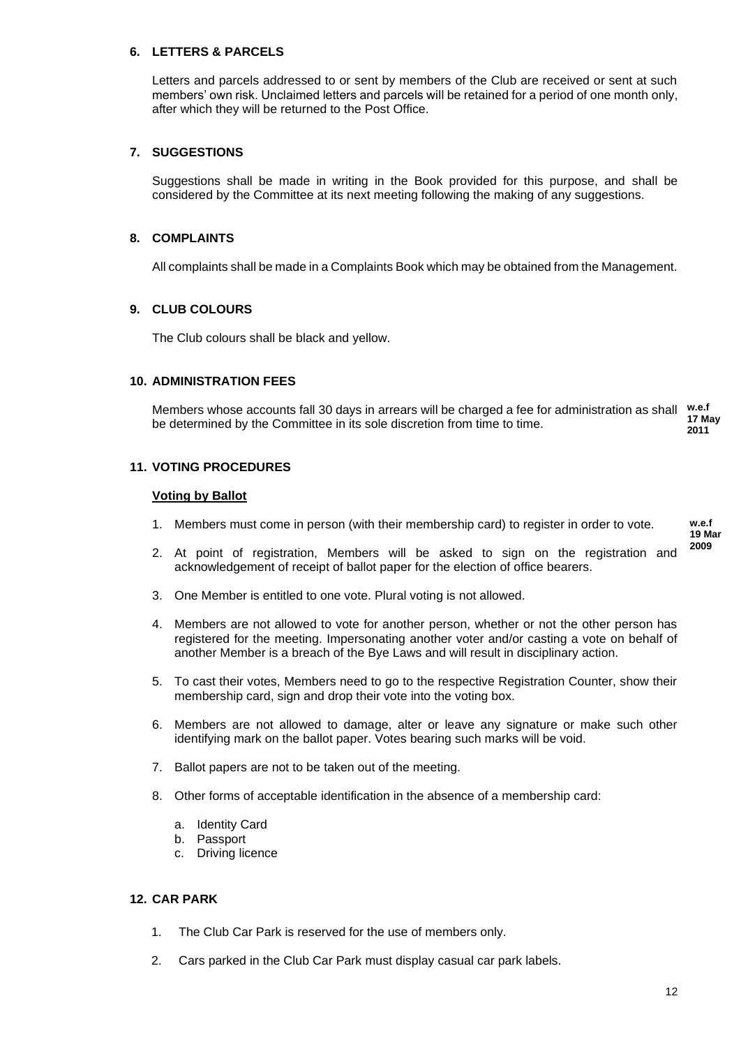## 6. LETTERS & PARCELS

Letters and parcels addressed to or sent by members of the Club are received or sent at such members' own risk. Unclaimed letters and parcels will be retained for a period of one month only, after which they will be returned to the Post Office.

## 7. SUGGESTIONS

Suggestions shall be made in writing in the Book provided for this purpose, and shall be considered by the Committee at its next meeting following the making of any suggestions.

## 8. COMPLAINTS

All complaints shall be made in a Complaints Book which may be obtained from the Management.

## 9. CLUB COLOURS

The Club colours shall be black and yellow.

## 10. ADMINISTRATION FEES

Members whose accounts fall 30 days in arrears will be charged a fee for administration as shall be determined by the Committee in its sole discretion from time to time. **w.e.f 17 May 2011**

## 11. VOTING PROCEDURES

**Voting by Ballot**

**w.e.f 19 Mar 2009**

1. Members must come in person (with their membership card) to register in order to vote.
2. At point of registration, Members will be asked to sign on the registration and acknowledgement of receipt of ballot paper for the election of office bearers.
3. One Member is entitled to one vote. Plural voting is not allowed.
4. Members are not allowed to vote for another person, whether or not the other person has registered for the meeting. Impersonating another voter and/or casting a vote on behalf of another Member is a breach of the Bye Laws and will result in disciplinary action.
5. To cast their votes, Members need to go to the respective Registration Counter, show their membership card, sign and drop their vote into the voting box.
6. Members are not allowed to damage, alter or leave any signature or make such other identifying mark on the ballot paper. Votes bearing such marks will be void.
7. Ballot papers are not to be taken out of the meeting.
8. Other forms of acceptable identification in the absence of a membership card:
    a. Identity Card
    b. Passport
    c. Driving licence

## 12. CAR PARK

1. The Club Car Park is reserved for the use of members only.
2. Cars parked in the Club Car Park must display casual car park labels.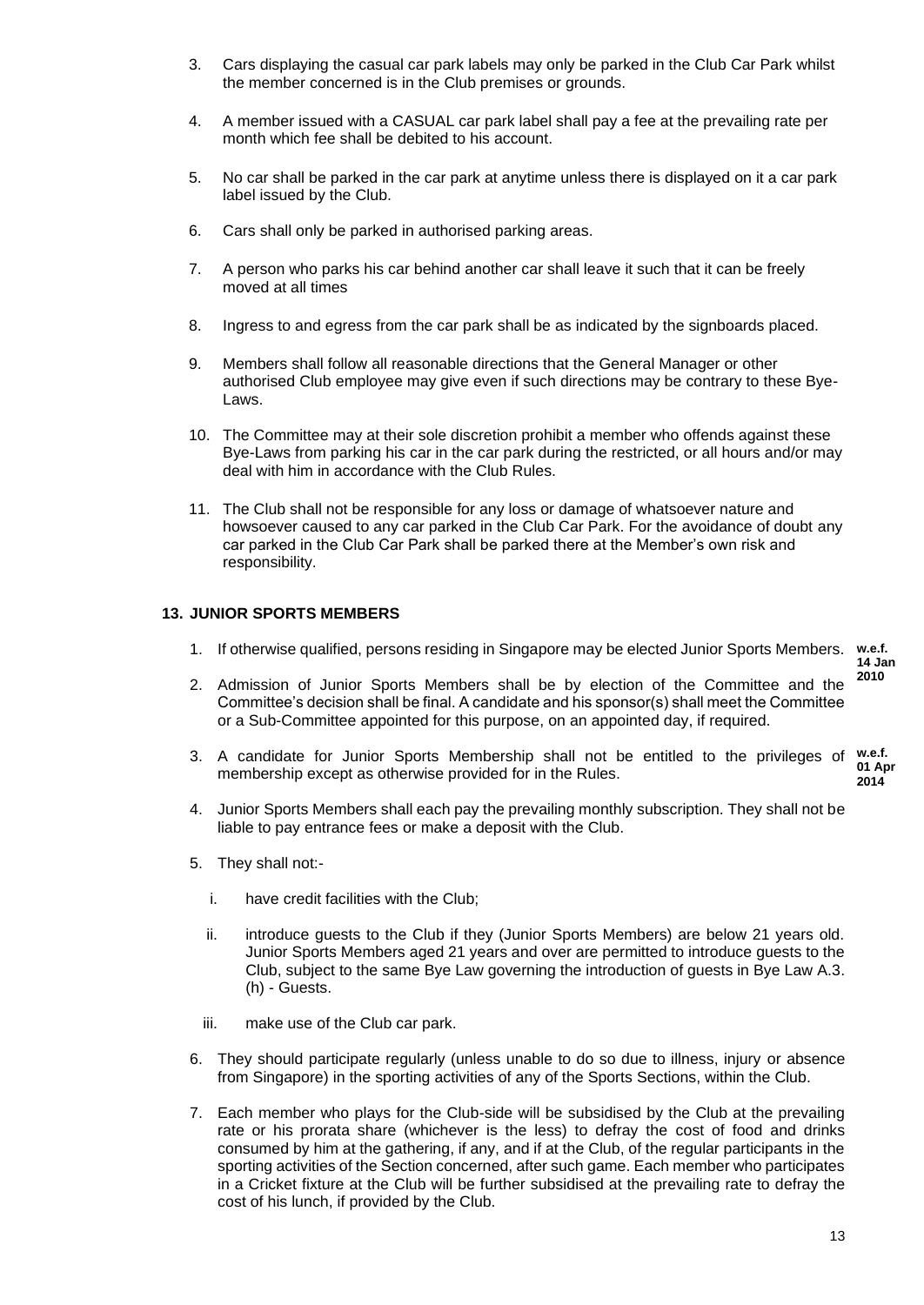3. Cars displaying the casual car park labels may only be parked in the Club Car Park whilst the member concerned is in the Club premises or grounds.

4. A member issued with a CASUAL car park label shall pay a fee at the prevailing rate per month which fee shall be debited to his account.

5. No car shall be parked in the car park at anytime unless there is displayed on it a car park label issued by the Club.

6. Cars shall only be parked in authorised parking areas.

7. A person who parks his car behind another car shall leave it such that it can be freely moved at all times

8. Ingress to and egress from the car park shall be as indicated by the signboards placed.

9. Members shall follow all reasonable directions that the General Manager or other authorised Club employee may give even if such directions may be contrary to these Bye-Laws.

10. The Committee may at their sole discretion prohibit a member who offends against these Bye-Laws from parking his car in the car park during the restricted, or all hours and/or may deal with him in accordance with the Club Rules.

11. The Club shall not be responsible for any loss or damage of whatsoever nature and howsoever caused to any car parked in the Club Car Park. For the avoidance of doubt any car parked in the Club Car Park shall be parked there at the Member's own risk and responsibility.

### 13. JUNIOR SPORTS MEMBERS

1. If otherwise qualified, persons residing in Singapore may be elected Junior Sports Members. **w.e.f. 14 Jan 2010**

2. Admission of Junior Sports Members shall be by election of the Committee and the Committee's decision shall be final. A candidate and his sponsor(s) shall meet the Committee or a Sub-Committee appointed for this purpose, on an appointed day, if required.

3. A candidate for Junior Sports Membership shall not be entitled to the privileges of membership except as otherwise provided for in the Rules. **w.e.f. 01 Apr 2014**

4. Junior Sports Members shall each pay the prevailing monthly subscription. They shall not be liable to pay entrance fees or make a deposit with the Club.

5. They shall not:-

   i. have credit facilities with the Club;

   ii. introduce guests to the Club if they (Junior Sports Members) are below 21 years old. Junior Sports Members aged 21 years and over are permitted to introduce guests to the Club, subject to the same Bye Law governing the introduction of guests in Bye Law A.3. (h) - Guests.

   iii. make use of the Club car park.

6. They should participate regularly (unless unable to do so due to illness, injury or absence from Singapore) in the sporting activities of any of the Sports Sections, within the Club.

7. Each member who plays for the Club-side will be subsidised by the Club at the prevailing rate or his prorata share (whichever is the less) to defray the cost of food and drinks consumed by him at the gathering, if any, and if at the Club, of the regular participants in the sporting activities of the Section concerned, after such game. Each member who participates in a Cricket fixture at the Club will be further subsidised at the prevailing rate to defray the cost of his lunch, if provided by the Club.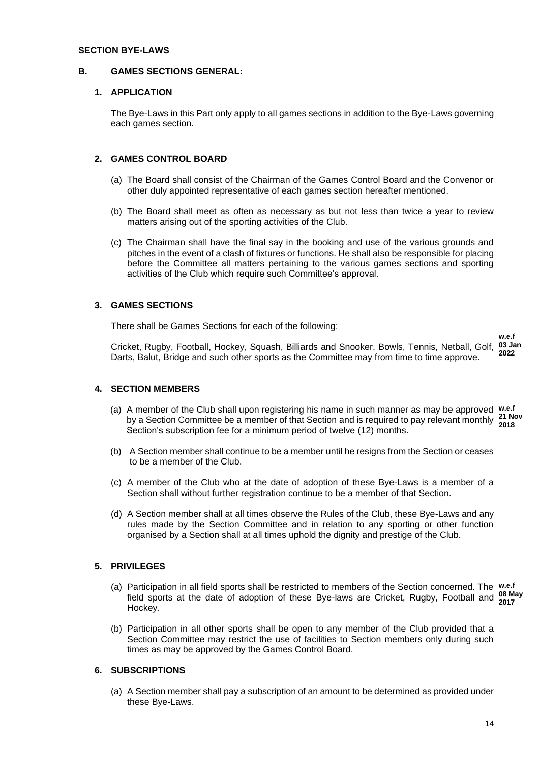**SECTION BYE-LAWS**

## B. GAMES SECTIONS GENERAL:

### 1. APPLICATION

The Bye-Laws in this Part only apply to all games sections in addition to the Bye-Laws governing each games section.

### 2. GAMES CONTROL BOARD

(a) The Board shall consist of the Chairman of the Games Control Board and the Convenor or other duly appointed representative of each games section hereafter mentioned.

(b) The Board shall meet as often as necessary as but not less than twice a year to review matters arising out of the sporting activities of the Club.

(c) The Chairman shall have the final say in the booking and use of the various grounds and pitches in the event of a clash of fixtures or functions. He shall also be responsible for placing before the Committee all matters pertaining to the various games sections and sporting activities of the Club which require such Committee's approval.

### 3. GAMES SECTIONS

There shall be Games Sections for each of the following:

Cricket, Rugby, Football, Hockey, Squash, Billiards and Snooker, Bowls, Tennis, Netball, Golf, Darts, Balut, Bridge and such other sports as the Committee may from time to time approve. **w.e.f 03 Jan 2022**

### 4. SECTION MEMBERS

(a) A member of the Club shall upon registering his name in such manner as may be approved by a Section Committee be a member of that Section and is required to pay relevant monthly Section's subscription fee for a minimum period of twelve (12) months. **w.e.f 21 Nov 2018**

(b) A Section member shall continue to be a member until he resigns from the Section or ceases to be a member of the Club.

(c) A member of the Club who at the date of adoption of these Bye-Laws is a member of a Section shall without further registration continue to be a member of that Section.

(d) A Section member shall at all times observe the Rules of the Club, these Bye-Laws and any rules made by the Section Committee and in relation to any sporting or other function organised by a Section shall at all times uphold the dignity and prestige of the Club.

### 5. PRIVILEGES

(a) Participation in all field sports shall be restricted to members of the Section concerned. The field sports at the date of adoption of these Bye-laws are Cricket, Rugby, Football and Hockey. **w.e.f 08 May 2017**

(b) Participation in all other sports shall be open to any member of the Club provided that a Section Committee may restrict the use of facilities to Section members only during such times as may be approved by the Games Control Board.

### 6. SUBSCRIPTIONS

(a) A Section member shall pay a subscription of an amount to be determined as provided under these Bye-Laws.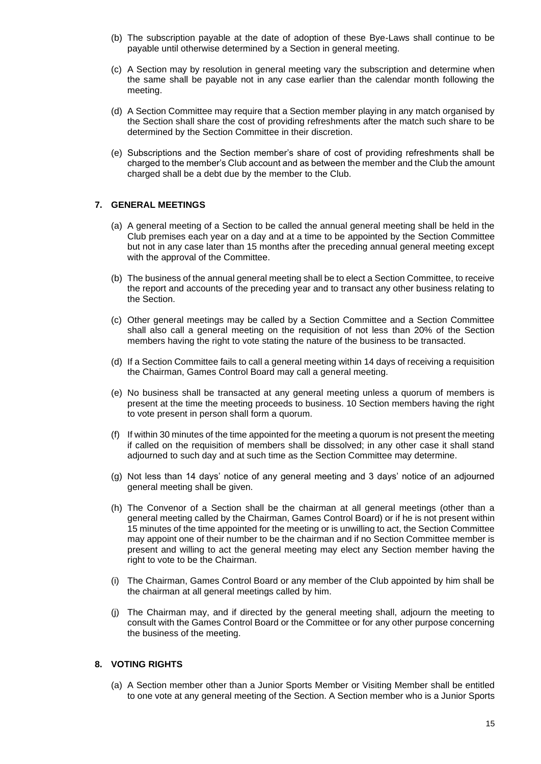(b) The subscription payable at the date of adoption of these Bye-Laws shall continue to be payable until otherwise determined by a Section in general meeting.

(c) A Section may by resolution in general meeting vary the subscription and determine when the same shall be payable not in any case earlier than the calendar month following the meeting.

(d) A Section Committee may require that a Section member playing in any match organised by the Section shall share the cost of providing refreshments after the match such share to be determined by the Section Committee in their discretion.

(e) Subscriptions and the Section member's share of cost of providing refreshments shall be charged to the member's Club account and as between the member and the Club the amount charged shall be a debt due by the member to the Club.

## 7. GENERAL MEETINGS

(a) A general meeting of a Section to be called the annual general meeting shall be held in the Club premises each year on a day and at a time to be appointed by the Section Committee but not in any case later than 15 months after the preceding annual general meeting except with the approval of the Committee.

(b) The business of the annual general meeting shall be to elect a Section Committee, to receive the report and accounts of the preceding year and to transact any other business relating to the Section.

(c) Other general meetings may be called by a Section Committee and a Section Committee shall also call a general meeting on the requisition of not less than 20% of the Section members having the right to vote stating the nature of the business to be transacted.

(d) If a Section Committee fails to call a general meeting within 14 days of receiving a requisition the Chairman, Games Control Board may call a general meeting.

(e) No business shall be transacted at any general meeting unless a quorum of members is present at the time the meeting proceeds to business. 10 Section members having the right to vote present in person shall form a quorum.

(f) If within 30 minutes of the time appointed for the meeting a quorum is not present the meeting if called on the requisition of members shall be dissolved; in any other case it shall stand adjourned to such day and at such time as the Section Committee may determine.

(g) Not less than 14 days' notice of any general meeting and 3 days' notice of an adjourned general meeting shall be given.

(h) The Convenor of a Section shall be the chairman at all general meetings (other than a general meeting called by the Chairman, Games Control Board) or if he is not present within 15 minutes of the time appointed for the meeting or is unwilling to act, the Section Committee may appoint one of their number to be the chairman and if no Section Committee member is present and willing to act the general meeting may elect any Section member having the right to vote to be the Chairman.

(i) The Chairman, Games Control Board or any member of the Club appointed by him shall be the chairman at all general meetings called by him.

(j) The Chairman may, and if directed by the general meeting shall, adjourn the meeting to consult with the Games Control Board or the Committee or for any other purpose concerning the business of the meeting.

## 8. VOTING RIGHTS

(a) A Section member other than a Junior Sports Member or Visiting Member shall be entitled to one vote at any general meeting of the Section. A Section member who is a Junior Sports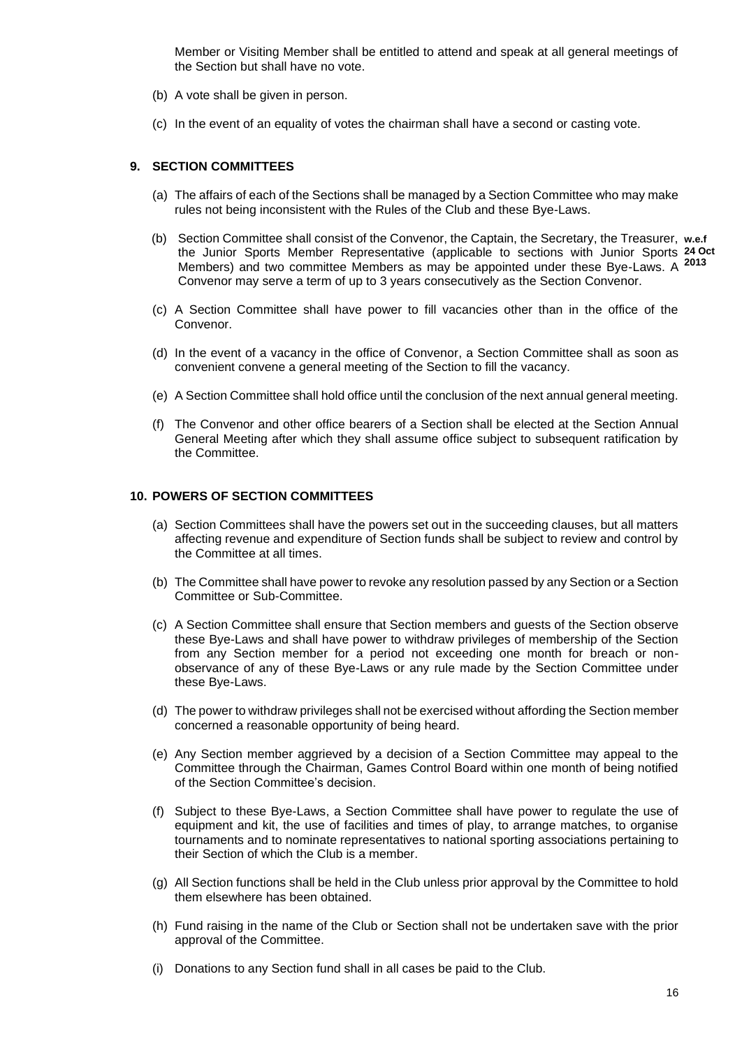Member or Visiting Member shall be entitled to attend and speak at all general meetings of the Section but shall have no vote.

(b) A vote shall be given in person.

(c) In the event of an equality of votes the chairman shall have a second or casting vote.

## 9. SECTION COMMITTEES

(a) The affairs of each of the Sections shall be managed by a Section Committee who may make rules not being inconsistent with the Rules of the Club and these Bye-Laws.

(b) Section Committee shall consist of the Convenor, the Captain, the Secretary, the Treasurer, the Junior Sports Member Representative (applicable to sections with Junior Sports Members) and two committee Members as may be appointed under these Bye-Laws. A Convenor may serve a term of up to 3 years consecutively as the Section Convenor. **w.e.f 24 Oct 2013**

(c) A Section Committee shall have power to fill vacancies other than in the office of the Convenor.

(d) In the event of a vacancy in the office of Convenor, a Section Committee shall as soon as convenient convene a general meeting of the Section to fill the vacancy.

(e) A Section Committee shall hold office until the conclusion of the next annual general meeting.

(f) The Convenor and other office bearers of a Section shall be elected at the Section Annual General Meeting after which they shall assume office subject to subsequent ratification by the Committee.

## 10. POWERS OF SECTION COMMITTEES

(a) Section Committees shall have the powers set out in the succeeding clauses, but all matters affecting revenue and expenditure of Section funds shall be subject to review and control by the Committee at all times.

(b) The Committee shall have power to revoke any resolution passed by any Section or a Section Committee or Sub-Committee.

(c) A Section Committee shall ensure that Section members and guests of the Section observe these Bye-Laws and shall have power to withdraw privileges of membership of the Section from any Section member for a period not exceeding one month for breach or non-observance of any of these Bye-Laws or any rule made by the Section Committee under these Bye-Laws.

(d) The power to withdraw privileges shall not be exercised without affording the Section member concerned a reasonable opportunity of being heard.

(e) Any Section member aggrieved by a decision of a Section Committee may appeal to the Committee through the Chairman, Games Control Board within one month of being notified of the Section Committee's decision.

(f) Subject to these Bye-Laws, a Section Committee shall have power to regulate the use of equipment and kit, the use of facilities and times of play, to arrange matches, to organise tournaments and to nominate representatives to national sporting associations pertaining to their Section of which the Club is a member.

(g) All Section functions shall be held in the Club unless prior approval by the Committee to hold them elsewhere has been obtained.

(h) Fund raising in the name of the Club or Section shall not be undertaken save with the prior approval of the Committee.

(i) Donations to any Section fund shall in all cases be paid to the Club.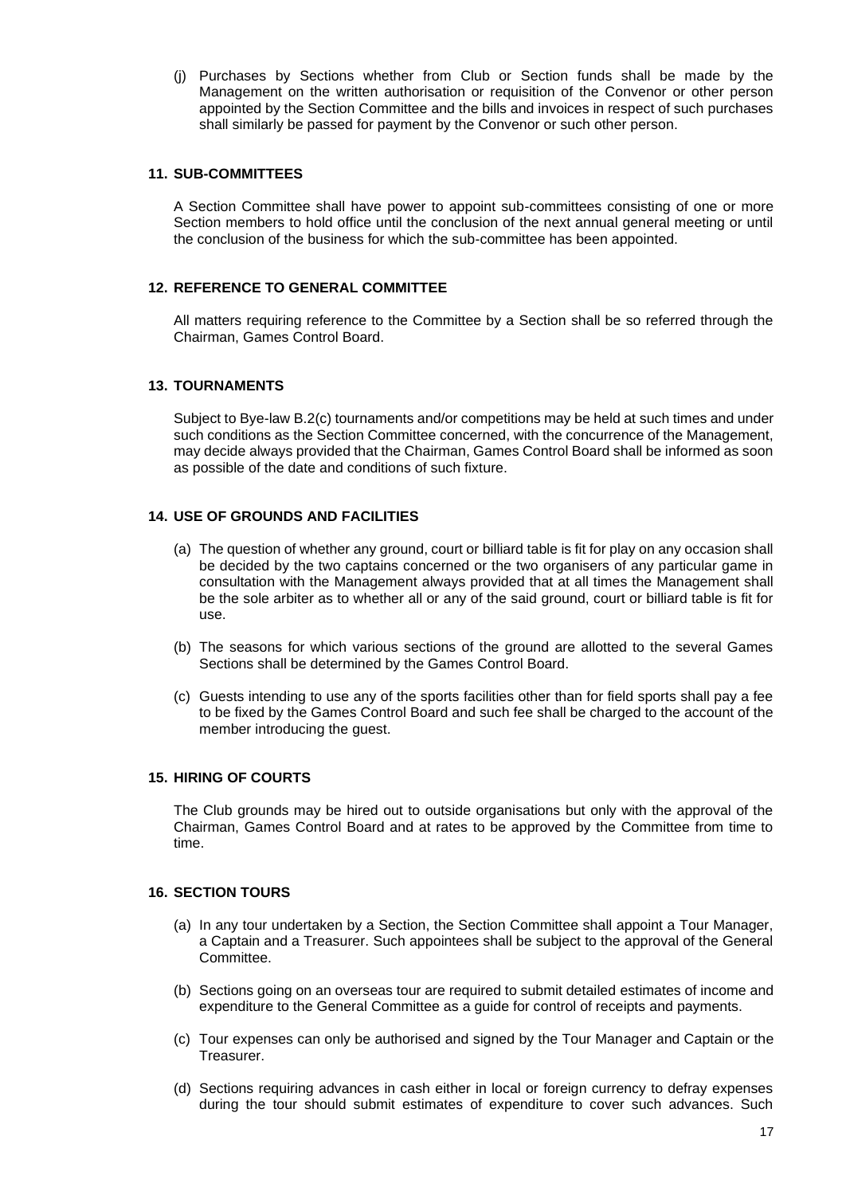(j) Purchases by Sections whether from Club or Section funds shall be made by the Management on the written authorisation or requisition of the Convenor or other person appointed by the Section Committee and the bills and invoices in respect of such purchases shall similarly be passed for payment by the Convenor or such other person.

## 11. SUB-COMMITTEES

A Section Committee shall have power to appoint sub-committees consisting of one or more Section members to hold office until the conclusion of the next annual general meeting or until the conclusion of the business for which the sub-committee has been appointed.

## 12. REFERENCE TO GENERAL COMMITTEE

All matters requiring reference to the Committee by a Section shall be so referred through the Chairman, Games Control Board.

## 13. TOURNAMENTS

Subject to Bye-law B.2(c) tournaments and/or competitions may be held at such times and under such conditions as the Section Committee concerned, with the concurrence of the Management, may decide always provided that the Chairman, Games Control Board shall be informed as soon as possible of the date and conditions of such fixture.

## 14. USE OF GROUNDS AND FACILITIES

(a) The question of whether any ground, court or billiard table is fit for play on any occasion shall be decided by the two captains concerned or the two organisers of any particular game in consultation with the Management always provided that at all times the Management shall be the sole arbiter as to whether all or any of the said ground, court or billiard table is fit for use.

(b) The seasons for which various sections of the ground are allotted to the several Games Sections shall be determined by the Games Control Board.

(c) Guests intending to use any of the sports facilities other than for field sports shall pay a fee to be fixed by the Games Control Board and such fee shall be charged to the account of the member introducing the guest.

## 15. HIRING OF COURTS

The Club grounds may be hired out to outside organisations but only with the approval of the Chairman, Games Control Board and at rates to be approved by the Committee from time to time.

## 16. SECTION TOURS

(a) In any tour undertaken by a Section, the Section Committee shall appoint a Tour Manager, a Captain and a Treasurer. Such appointees shall be subject to the approval of the General Committee.

(b) Sections going on an overseas tour are required to submit detailed estimates of income and expenditure to the General Committee as a guide for control of receipts and payments.

(c) Tour expenses can only be authorised and signed by the Tour Manager and Captain or the Treasurer.

(d) Sections requiring advances in cash either in local or foreign currency to defray expenses during the tour should submit estimates of expenditure to cover such advances. Such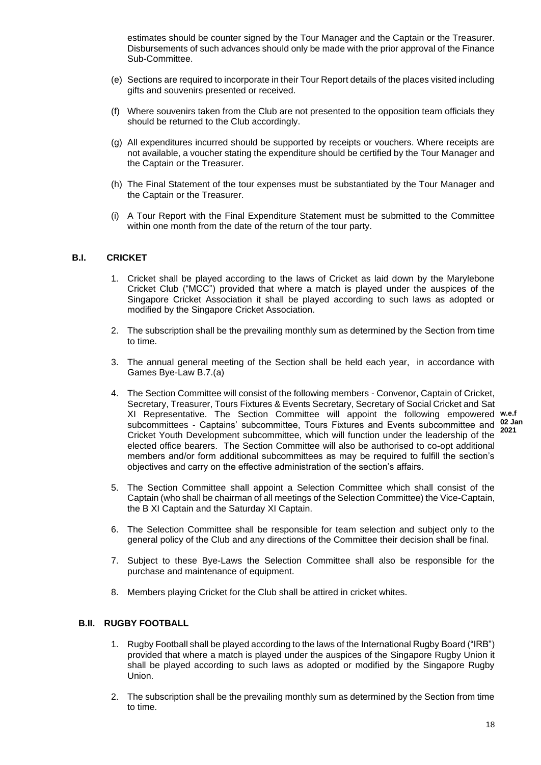estimates should be counter signed by the Tour Manager and the Captain or the Treasurer. Disbursements of such advances should only be made with the prior approval of the Finance Sub-Committee.

(e) Sections are required to incorporate in their Tour Report details of the places visited including gifts and souvenirs presented or received.

(f) Where souvenirs taken from the Club are not presented to the opposition team officials they should be returned to the Club accordingly.

(g) All expenditures incurred should be supported by receipts or vouchers. Where receipts are not available, a voucher stating the expenditure should be certified by the Tour Manager and the Captain or the Treasurer.

(h) The Final Statement of the tour expenses must be substantiated by the Tour Manager and the Captain or the Treasurer.

(i) A Tour Report with the Final Expenditure Statement must be submitted to the Committee within one month from the date of the return of the tour party.

## B.I. CRICKET

1. Cricket shall be played according to the laws of Cricket as laid down by the Marylebone Cricket Club ("MCC") provided that where a match is played under the auspices of the Singapore Cricket Association it shall be played according to such laws as adopted or modified by the Singapore Cricket Association.

2. The subscription shall be the prevailing monthly sum as determined by the Section from time to time.

3. The annual general meeting of the Section shall be held each year, in accordance with Games Bye-Law B.7.(a)

4. The Section Committee will consist of the following members - Convenor, Captain of Cricket, Secretary, Treasurer, Tours Fixtures & Events Secretary, Secretary of Social Cricket and Sat XI Representative. The Section Committee will appoint the following empowered subcommittees - Captains' subcommittee, Tours Fixtures and Events subcommittee and Cricket Youth Development subcommittee, which will function under the leadership of the elected office bearers. The Section Committee will also be authorised to co-opt additional members and/or form additional subcommittees as may be required to fulfill the section's objectives and carry on the effective administration of the section's affairs. **w.e.f 02 Jan 2021**

5. The Section Committee shall appoint a Selection Committee which shall consist of the Captain (who shall be chairman of all meetings of the Selection Committee) the Vice-Captain, the B XI Captain and the Saturday XI Captain.

6. The Selection Committee shall be responsible for team selection and subject only to the general policy of the Club and any directions of the Committee their decision shall be final.

7. Subject to these Bye-Laws the Selection Committee shall also be responsible for the purchase and maintenance of equipment.

8. Members playing Cricket for the Club shall be attired in cricket whites.

## B.II. RUGBY FOOTBALL

1. Rugby Football shall be played according to the laws of the International Rugby Board ("IRB") provided that where a match is played under the auspices of the Singapore Rugby Union it shall be played according to such laws as adopted or modified by the Singapore Rugby Union.

2. The subscription shall be the prevailing monthly sum as determined by the Section from time to time.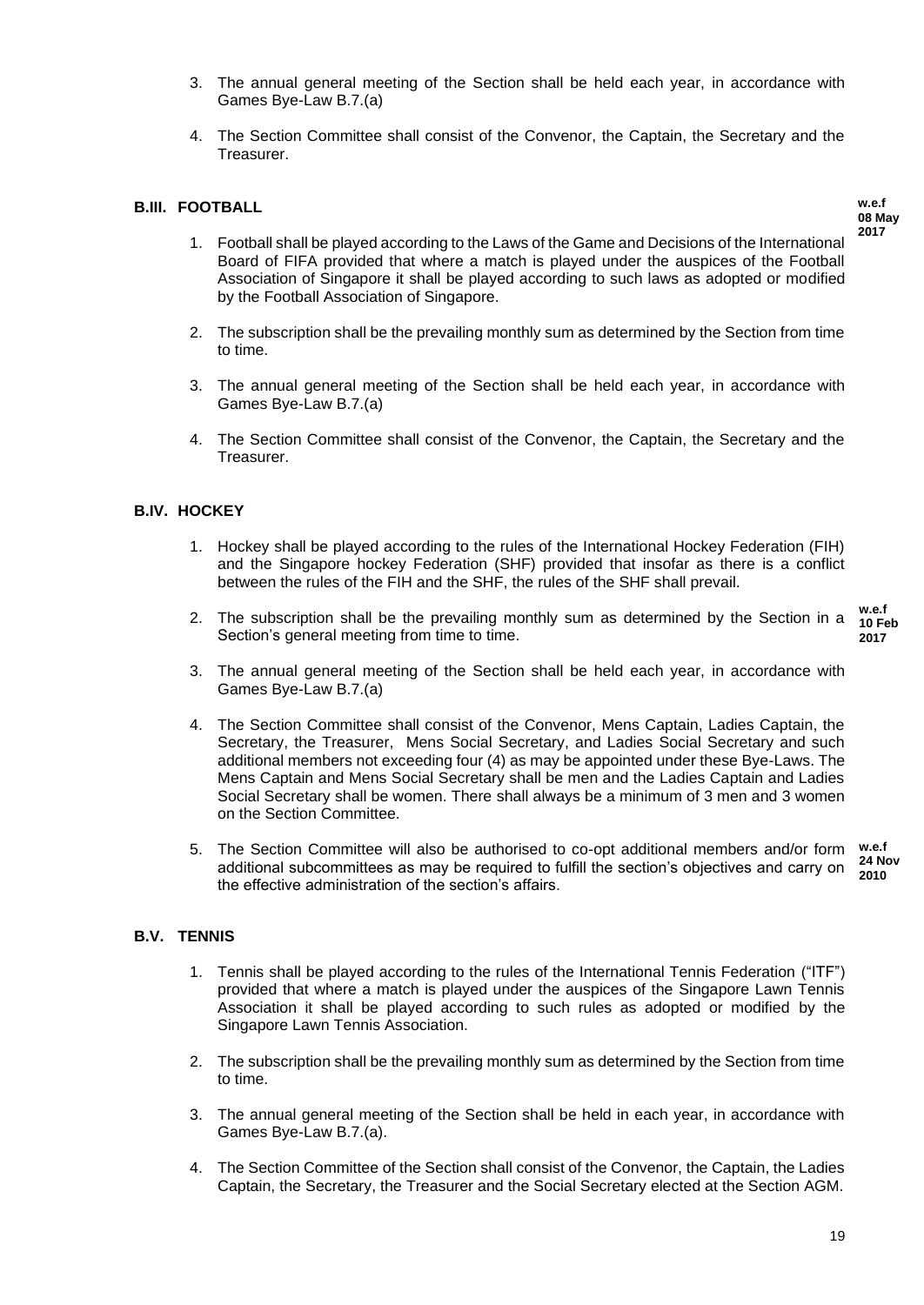3. The annual general meeting of the Section shall be held each year, in accordance with Games Bye-Law B.7.(a)

4. The Section Committee shall consist of the Convenor, the Captain, the Secretary and the Treasurer.

## B.III. FOOTBALL

w.e.f 08 May 2017

1. Football shall be played according to the Laws of the Game and Decisions of the International Board of FIFA provided that where a match is played under the auspices of the Football Association of Singapore it shall be played according to such laws as adopted or modified by the Football Association of Singapore.

2. The subscription shall be the prevailing monthly sum as determined by the Section from time to time.

3. The annual general meeting of the Section shall be held each year, in accordance with Games Bye-Law B.7.(a)

4. The Section Committee shall consist of the Convenor, the Captain, the Secretary and the Treasurer.

## B.IV. HOCKEY

1. Hockey shall be played according to the rules of the International Hockey Federation (FIH) and the Singapore hockey Federation (SHF) provided that insofar as there is a conflict between the rules of the FIH and the SHF, the rules of the SHF shall prevail.

2. The subscription shall be the prevailing monthly sum as determined by the Section in a Section's general meeting from time to time. *w.e.f 10 Feb 2017*

3. The annual general meeting of the Section shall be held each year, in accordance with Games Bye-Law B.7.(a)

4. The Section Committee shall consist of the Convenor, Mens Captain, Ladies Captain, the Secretary, the Treasurer, Mens Social Secretary, and Ladies Social Secretary and such additional members not exceeding four (4) as may be appointed under these Bye-Laws. The Mens Captain and Mens Social Secretary shall be men and the Ladies Captain and Ladies Social Secretary shall be women. There shall always be a minimum of 3 men and 3 women on the Section Committee.

5. The Section Committee will also be authorised to co-opt additional members and/or form additional subcommittees as may be required to fulfill the section's objectives and carry on the effective administration of the section's affairs. *w.e.f 24 Nov 2010*

## B.V. TENNIS

1. Tennis shall be played according to the rules of the International Tennis Federation ("ITF") provided that where a match is played under the auspices of the Singapore Lawn Tennis Association it shall be played according to such rules as adopted or modified by the Singapore Lawn Tennis Association.

2. The subscription shall be the prevailing monthly sum as determined by the Section from time to time.

3. The annual general meeting of the Section shall be held in each year, in accordance with Games Bye-Law B.7.(a).

4. The Section Committee of the Section shall consist of the Convenor, the Captain, the Ladies Captain, the Secretary, the Treasurer and the Social Secretary elected at the Section AGM.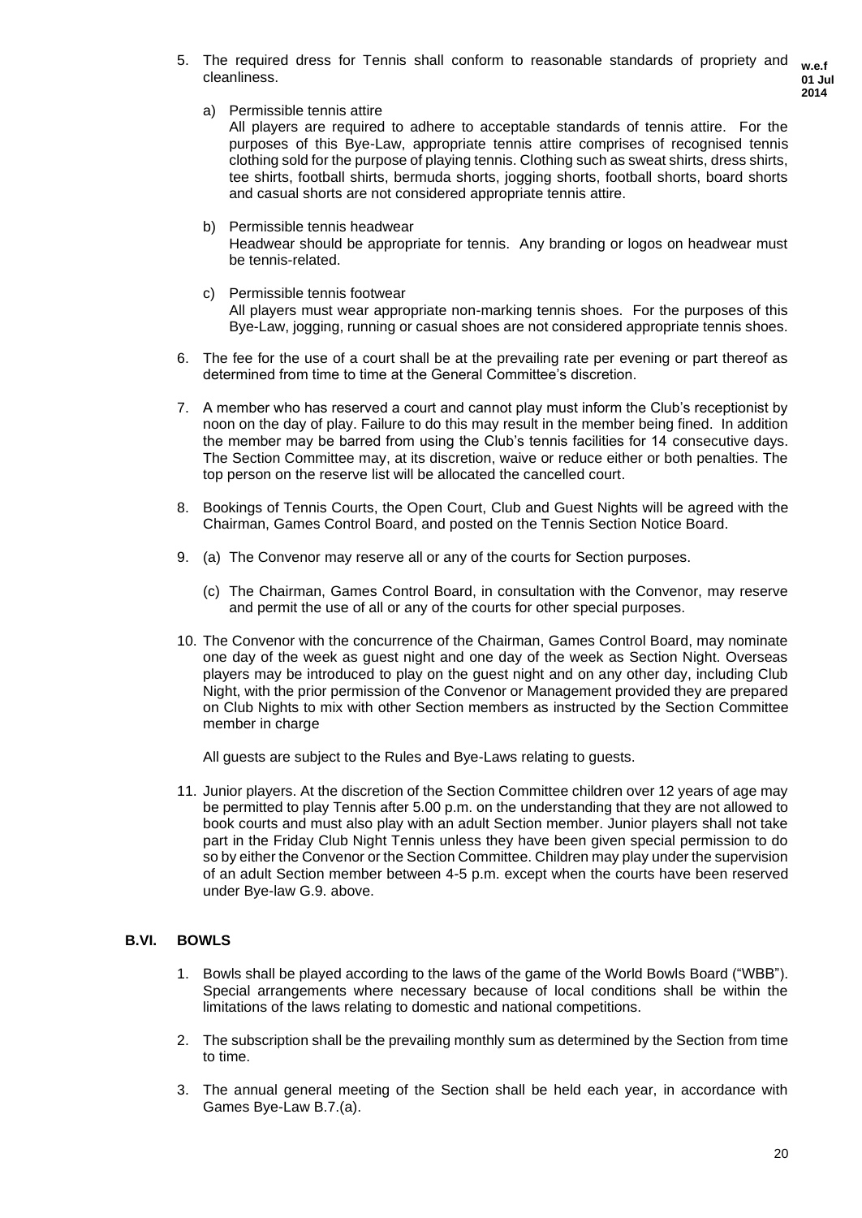5. The required dress for Tennis shall conform to reasonable standards of propriety and cleanliness. **w.e.f 01 Jul 2014**

   a) Permissible tennis attire
   All players are required to adhere to acceptable standards of tennis attire. For the purposes of this Bye-Law, appropriate tennis attire comprises of recognised tennis clothing sold for the purpose of playing tennis. Clothing such as sweat shirts, dress shirts, tee shirts, football shirts, bermuda shorts, jogging shorts, football shorts, board shorts and casual shorts are not considered appropriate tennis attire.

   b) Permissible tennis headwear
   Headwear should be appropriate for tennis. Any branding or logos on headwear must be tennis-related.

   c) Permissible tennis footwear
   All players must wear appropriate non-marking tennis shoes. For the purposes of this Bye-Law, jogging, running or casual shoes are not considered appropriate tennis shoes.

6. The fee for the use of a court shall be at the prevailing rate per evening or part thereof as determined from time to time at the General Committee's discretion.

7. A member who has reserved a court and cannot play must inform the Club's receptionist by noon on the day of play. Failure to do this may result in the member being fined. In addition the member may be barred from using the Club's tennis facilities for 14 consecutive days. The Section Committee may, at its discretion, waive or reduce either or both penalties. The top person on the reserve list will be allocated the cancelled court.

8. Bookings of Tennis Courts, the Open Court, Club and Guest Nights will be agreed with the Chairman, Games Control Board, and posted on the Tennis Section Notice Board.

9. (a) The Convenor may reserve all or any of the courts for Section purposes.

   (c) The Chairman, Games Control Board, in consultation with the Convenor, may reserve and permit the use of all or any of the courts for other special purposes.

10. The Convenor with the concurrence of the Chairman, Games Control Board, may nominate one day of the week as guest night and one day of the week as Section Night. Overseas players may be introduced to play on the guest night and on any other day, including Club Night, with the prior permission of the Convenor or Management provided they are prepared on Club Nights to mix with other Section members as instructed by the Section Committee member in charge

    All guests are subject to the Rules and Bye-Laws relating to guests.

11. Junior players. At the discretion of the Section Committee children over 12 years of age may be permitted to play Tennis after 5.00 p.m. on the understanding that they are not allowed to book courts and must also play with an adult Section member. Junior players shall not take part in the Friday Club Night Tennis unless they have been given special permission to do so by either the Convenor or the Section Committee. Children may play under the supervision of an adult Section member between 4-5 p.m. except when the courts have been reserved under Bye-law G.9. above.

## B.VI. BOWLS

1. Bowls shall be played according to the laws of the game of the World Bowls Board ("WBB"). Special arrangements where necessary because of local conditions shall be within the limitations of the laws relating to domestic and national competitions.

2. The subscription shall be the prevailing monthly sum as determined by the Section from time to time.

3. The annual general meeting of the Section shall be held each year, in accordance with Games Bye-Law B.7.(a).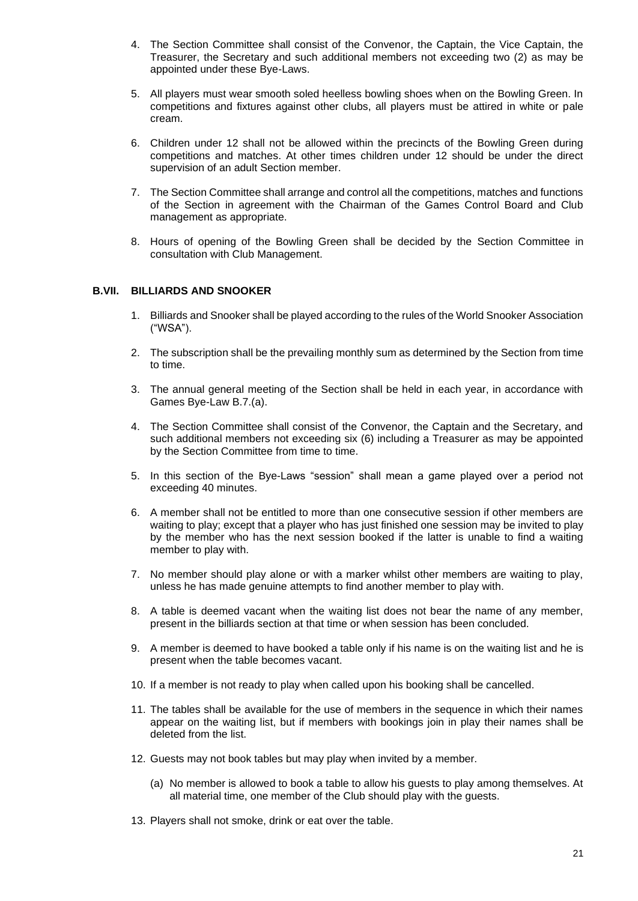4. The Section Committee shall consist of the Convenor, the Captain, the Vice Captain, the Treasurer, the Secretary and such additional members not exceeding two (2) as may be appointed under these Bye-Laws.

5. All players must wear smooth soled heelless bowling shoes when on the Bowling Green. In competitions and fixtures against other clubs, all players must be attired in white or pale cream.

6. Children under 12 shall not be allowed within the precincts of the Bowling Green during competitions and matches. At other times children under 12 should be under the direct supervision of an adult Section member.

7. The Section Committee shall arrange and control all the competitions, matches and functions of the Section in agreement with the Chairman of the Games Control Board and Club management as appropriate.

8. Hours of opening of the Bowling Green shall be decided by the Section Committee in consultation with Club Management.

## B.VII. BILLIARDS AND SNOOKER

1. Billiards and Snooker shall be played according to the rules of the World Snooker Association ("WSA").

2. The subscription shall be the prevailing monthly sum as determined by the Section from time to time.

3. The annual general meeting of the Section shall be held in each year, in accordance with Games Bye-Law B.7.(a).

4. The Section Committee shall consist of the Convenor, the Captain and the Secretary, and such additional members not exceeding six (6) including a Treasurer as may be appointed by the Section Committee from time to time.

5. In this section of the Bye-Laws "session" shall mean a game played over a period not exceeding 40 minutes.

6. A member shall not be entitled to more than one consecutive session if other members are waiting to play; except that a player who has just finished one session may be invited to play by the member who has the next session booked if the latter is unable to find a waiting member to play with.

7. No member should play alone or with a marker whilst other members are waiting to play, unless he has made genuine attempts to find another member to play with.

8. A table is deemed vacant when the waiting list does not bear the name of any member, present in the billiards section at that time or when session has been concluded.

9. A member is deemed to have booked a table only if his name is on the waiting list and he is present when the table becomes vacant.

10. If a member is not ready to play when called upon his booking shall be cancelled.

11. The tables shall be available for the use of members in the sequence in which their names appear on the waiting list, but if members with bookings join in play their names shall be deleted from the list.

12. Guests may not book tables but may play when invited by a member.

    (a) No member is allowed to book a table to allow his guests to play among themselves. At all material time, one member of the Club should play with the guests.

13. Players shall not smoke, drink or eat over the table.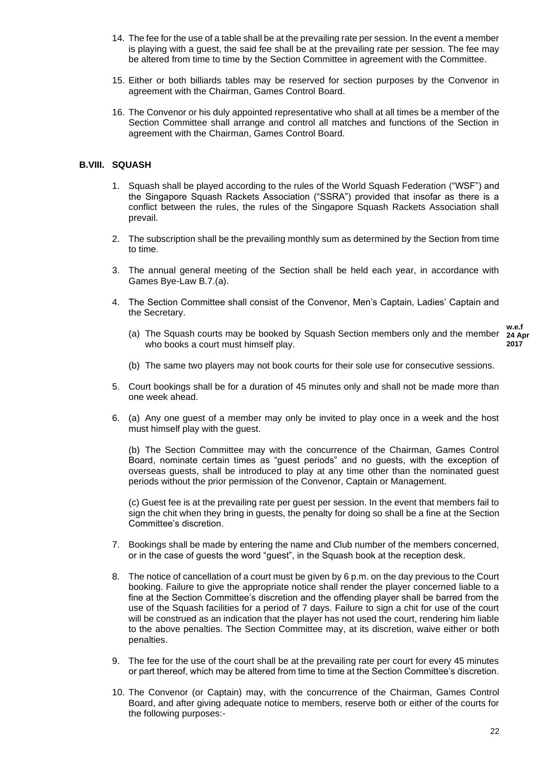14. The fee for the use of a table shall be at the prevailing rate per session. In the event a member is playing with a guest, the said fee shall be at the prevailing rate per session. The fee may be altered from time to time by the Section Committee in agreement with the Committee.

15. Either or both billiards tables may be reserved for section purposes by the Convenor in agreement with the Chairman, Games Control Board.

16. The Convenor or his duly appointed representative who shall at all times be a member of the Section Committee shall arrange and control all matches and functions of the Section in agreement with the Chairman, Games Control Board.

## B.VIII. SQUASH

1. Squash shall be played according to the rules of the World Squash Federation ("WSF") and the Singapore Squash Rackets Association ("SSRA") provided that insofar as there is a conflict between the rules, the rules of the Singapore Squash Rackets Association shall prevail.

2. The subscription shall be the prevailing monthly sum as determined by the Section from time to time.

3. The annual general meeting of the Section shall be held each year, in accordance with Games Bye-Law B.7.(a).

4. The Section Committee shall consist of the Convenor, Men's Captain, Ladies' Captain and the Secretary.

   (a) The Squash courts may be booked by Squash Section members only and the member who books a court must himself play. **w.e.f 24 Apr 2017**

   (b) The same two players may not book courts for their sole use for consecutive sessions.

5. Court bookings shall be for a duration of 45 minutes only and shall not be made more than one week ahead.

6. (a) Any one guest of a member may only be invited to play once in a week and the host must himself play with the guest.

   (b) The Section Committee may with the concurrence of the Chairman, Games Control Board, nominate certain times as "guest periods" and no guests, with the exception of overseas guests, shall be introduced to play at any time other than the nominated guest periods without the prior permission of the Convenor, Captain or Management.

   (c) Guest fee is at the prevailing rate per guest per session. In the event that members fail to sign the chit when they bring in guests, the penalty for doing so shall be a fine at the Section Committee's discretion.

7. Bookings shall be made by entering the name and Club number of the members concerned, or in the case of guests the word "guest", in the Squash book at the reception desk.

8. The notice of cancellation of a court must be given by 6 p.m. on the day previous to the Court booking. Failure to give the appropriate notice shall render the player concerned liable to a fine at the Section Committee's discretion and the offending player shall be barred from the use of the Squash facilities for a period of 7 days. Failure to sign a chit for use of the court will be construed as an indication that the player has not used the court, rendering him liable to the above penalties. The Section Committee may, at its discretion, waive either or both penalties.

9. The fee for the use of the court shall be at the prevailing rate per court for every 45 minutes or part thereof, which may be altered from time to time at the Section Committee's discretion.

10. The Convenor (or Captain) may, with the concurrence of the Chairman, Games Control Board, and after giving adequate notice to members, reserve both or either of the courts for the following purposes:-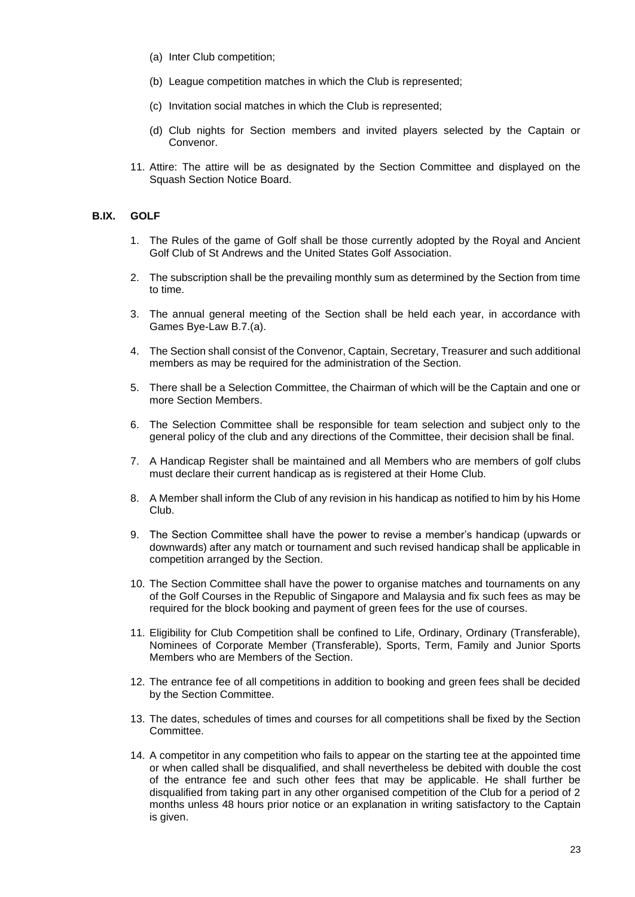(a) Inter Club competition;

(b) League competition matches in which the Club is represented;

(c) Invitation social matches in which the Club is represented;

(d) Club nights for Section members and invited players selected by the Captain or Convenor.

11. Attire: The attire will be as designated by the Section Committee and displayed on the Squash Section Notice Board.

## B.IX. GOLF

1. The Rules of the game of Golf shall be those currently adopted by the Royal and Ancient Golf Club of St Andrews and the United States Golf Association.

2. The subscription shall be the prevailing monthly sum as determined by the Section from time to time.

3. The annual general meeting of the Section shall be held each year, in accordance with Games Bye-Law B.7.(a).

4. The Section shall consist of the Convenor, Captain, Secretary, Treasurer and such additional members as may be required for the administration of the Section.

5. There shall be a Selection Committee, the Chairman of which will be the Captain and one or more Section Members.

6. The Selection Committee shall be responsible for team selection and subject only to the general policy of the club and any directions of the Committee, their decision shall be final.

7. A Handicap Register shall be maintained and all Members who are members of golf clubs must declare their current handicap as is registered at their Home Club.

8. A Member shall inform the Club of any revision in his handicap as notified to him by his Home Club.

9. The Section Committee shall have the power to revise a member's handicap (upwards or downwards) after any match or tournament and such revised handicap shall be applicable in competition arranged by the Section.

10. The Section Committee shall have the power to organise matches and tournaments on any of the Golf Courses in the Republic of Singapore and Malaysia and fix such fees as may be required for the block booking and payment of green fees for the use of courses.

11. Eligibility for Club Competition shall be confined to Life, Ordinary, Ordinary (Transferable), Nominees of Corporate Member (Transferable), Sports, Term, Family and Junior Sports Members who are Members of the Section.

12. The entrance fee of all competitions in addition to booking and green fees shall be decided by the Section Committee.

13. The dates, schedules of times and courses for all competitions shall be fixed by the Section Committee.

14. A competitor in any competition who fails to appear on the starting tee at the appointed time or when called shall be disqualified, and shall nevertheless be debited with double the cost of the entrance fee and such other fees that may be applicable. He shall further be disqualified from taking part in any other organised competition of the Club for a period of 2 months unless 48 hours prior notice or an explanation in writing satisfactory to the Captain is given.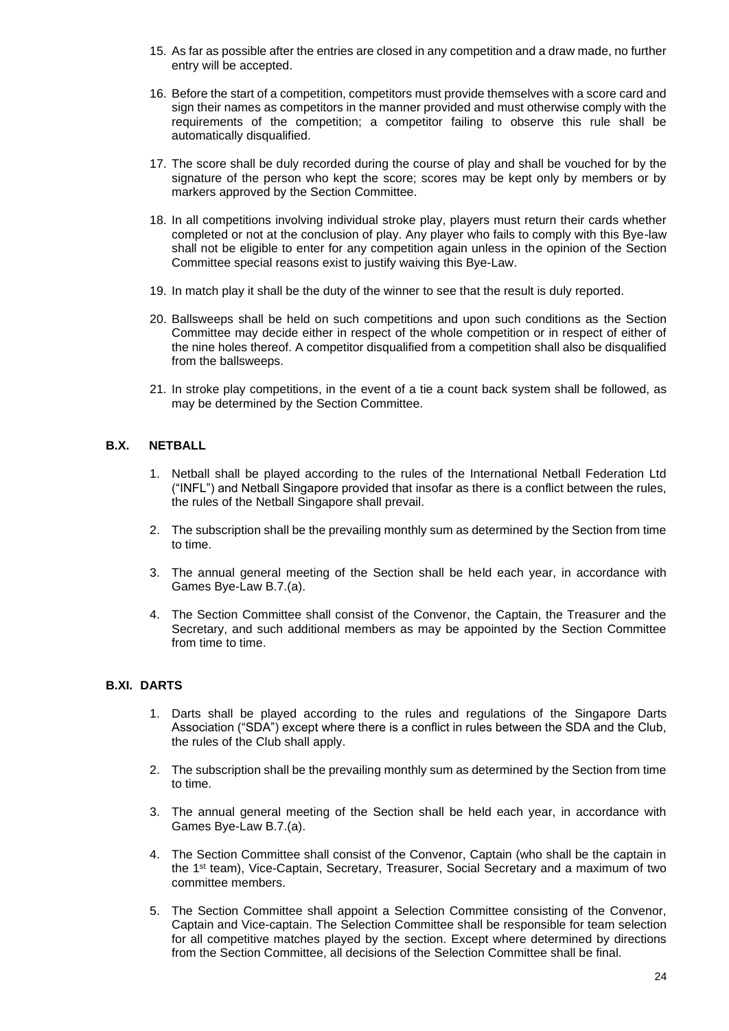15. As far as possible after the entries are closed in any competition and a draw made, no further entry will be accepted.

16. Before the start of a competition, competitors must provide themselves with a score card and sign their names as competitors in the manner provided and must otherwise comply with the requirements of the competition; a competitor failing to observe this rule shall be automatically disqualified.

17. The score shall be duly recorded during the course of play and shall be vouched for by the signature of the person who kept the score; scores may be kept only by members or by markers approved by the Section Committee.

18. In all competitions involving individual stroke play, players must return their cards whether completed or not at the conclusion of play. Any player who fails to comply with this Bye-law shall not be eligible to enter for any competition again unless in the opinion of the Section Committee special reasons exist to justify waiving this Bye-Law.

19. In match play it shall be the duty of the winner to see that the result is duly reported.

20. Ballsweeps shall be held on such competitions and upon such conditions as the Section Committee may decide either in respect of the whole competition or in respect of either of the nine holes thereof. A competitor disqualified from a competition shall also be disqualified from the ballsweeps.

21. In stroke play competitions, in the event of a tie a count back system shall be followed, as may be determined by the Section Committee.

## B.X. NETBALL

1. Netball shall be played according to the rules of the International Netball Federation Ltd ("INFL") and Netball Singapore provided that insofar as there is a conflict between the rules, the rules of the Netball Singapore shall prevail.

2. The subscription shall be the prevailing monthly sum as determined by the Section from time to time.

3. The annual general meeting of the Section shall be held each year, in accordance with Games Bye-Law B.7.(a).

4. The Section Committee shall consist of the Convenor, the Captain, the Treasurer and the Secretary, and such additional members as may be appointed by the Section Committee from time to time.

## B.XI. DARTS

1. Darts shall be played according to the rules and regulations of the Singapore Darts Association ("SDA") except where there is a conflict in rules between the SDA and the Club, the rules of the Club shall apply.

2. The subscription shall be the prevailing monthly sum as determined by the Section from time to time.

3. The annual general meeting of the Section shall be held each year, in accordance with Games Bye-Law B.7.(a).

4. The Section Committee shall consist of the Convenor, Captain (who shall be the captain in the 1st team), Vice-Captain, Secretary, Treasurer, Social Secretary and a maximum of two committee members.

5. The Section Committee shall appoint a Selection Committee consisting of the Convenor, Captain and Vice-captain. The Selection Committee shall be responsible for team selection for all competitive matches played by the section. Except where determined by directions from the Section Committee, all decisions of the Selection Committee shall be final.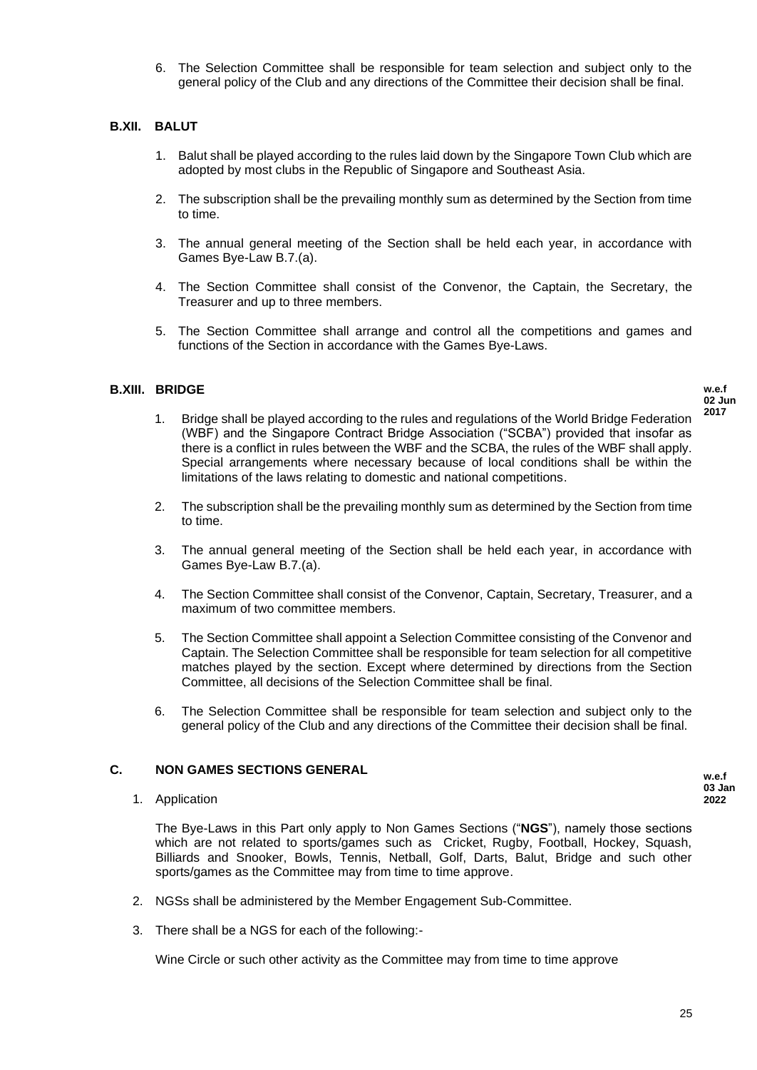6. The Selection Committee shall be responsible for team selection and subject only to the general policy of the Club and any directions of the Committee their decision shall be final.

## B.XII. BALUT

1. Balut shall be played according to the rules laid down by the Singapore Town Club which are adopted by most clubs in the Republic of Singapore and Southeast Asia.

2. The subscription shall be the prevailing monthly sum as determined by the Section from time to time.

3. The annual general meeting of the Section shall be held each year, in accordance with Games Bye-Law B.7.(a).

4. The Section Committee shall consist of the Convenor, the Captain, the Secretary, the Treasurer and up to three members.

5. The Section Committee shall arrange and control all the competitions and games and functions of the Section in accordance with the Games Bye-Laws.

## B.XIII. BRIDGE

**w.e.f 02 Jun 2017**

1. Bridge shall be played according to the rules and regulations of the World Bridge Federation (WBF) and the Singapore Contract Bridge Association ("SCBA") provided that insofar as there is a conflict in rules between the WBF and the SCBA, the rules of the WBF shall apply. Special arrangements where necessary because of local conditions shall be within the limitations of the laws relating to domestic and national competitions.

2. The subscription shall be the prevailing monthly sum as determined by the Section from time to time.

3. The annual general meeting of the Section shall be held each year, in accordance with Games Bye-Law B.7.(a).

4. The Section Committee shall consist of the Convenor, Captain, Secretary, Treasurer, and a maximum of two committee members.

5. The Section Committee shall appoint a Selection Committee consisting of the Convenor and Captain. The Selection Committee shall be responsible for team selection for all competitive matches played by the section. Except where determined by directions from the Section Committee, all decisions of the Selection Committee shall be final.

6. The Selection Committee shall be responsible for team selection and subject only to the general policy of the Club and any directions of the Committee their decision shall be final.

## C. NON GAMES SECTIONS GENERAL

**w.e.f 03 Jan 2022**

1. Application

   The Bye-Laws in this Part only apply to Non Games Sections ("**NGS**"), namely those sections which are not related to sports/games such as Cricket, Rugby, Football, Hockey, Squash, Billiards and Snooker, Bowls, Tennis, Netball, Golf, Darts, Balut, Bridge and such other sports/games as the Committee may from time to time approve.

2. NGSs shall be administered by the Member Engagement Sub-Committee.

3. There shall be a NGS for each of the following:-

   Wine Circle or such other activity as the Committee may from time to time approve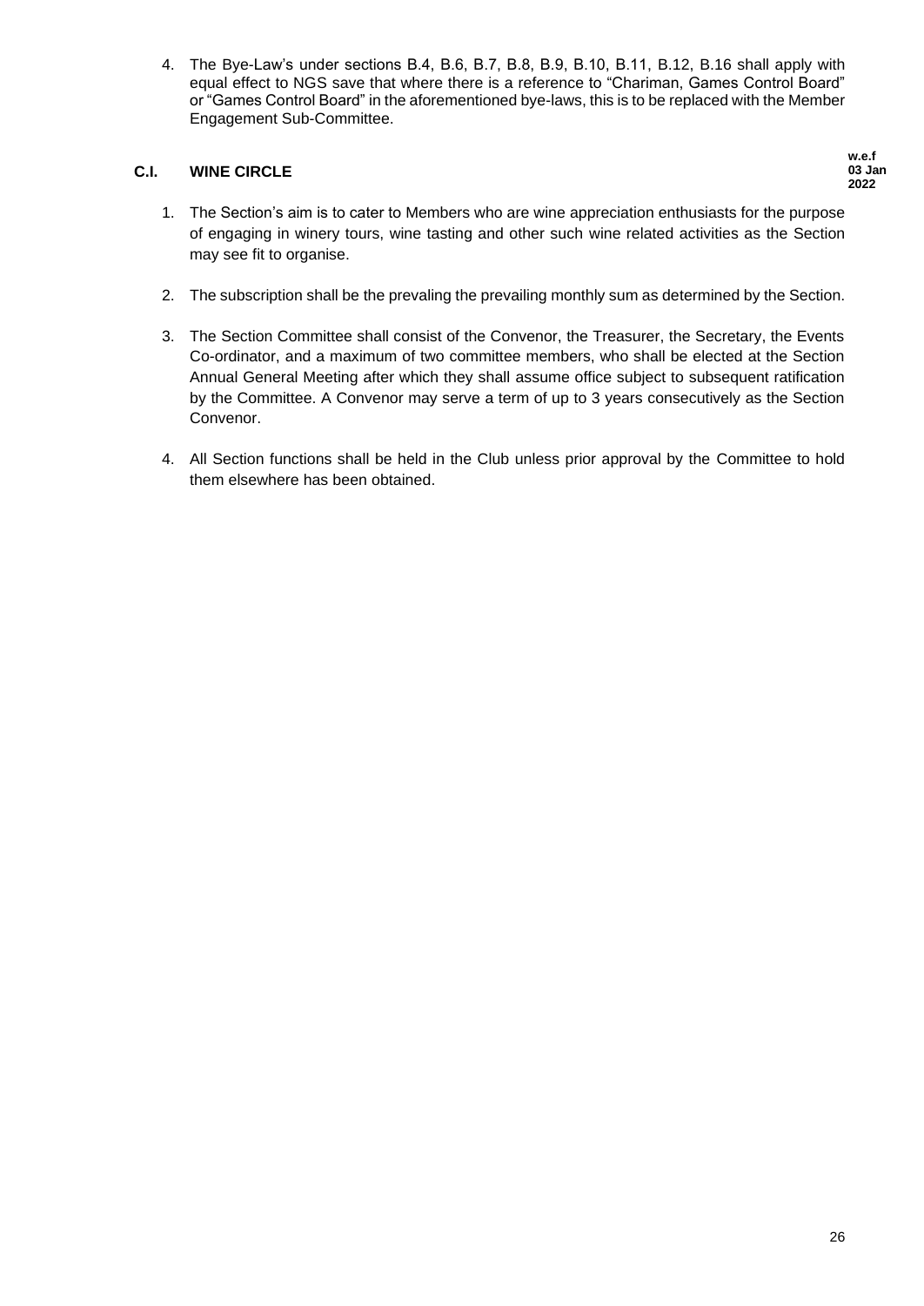4. The Bye-Law's under sections B.4, B.6, B.7, B.8, B.9, B.10, B.11, B.12, B.16 shall apply with equal effect to NGS save that where there is a reference to "Chariman, Games Control Board" or "Games Control Board" in the aforementioned bye-laws, this is to be replaced with the Member Engagement Sub-Committee.

## C.I. WINE CIRCLE

**w.e.f 03 Jan 2022**

1. The Section's aim is to cater to Members who are wine appreciation enthusiasts for the purpose of engaging in winery tours, wine tasting and other such wine related activities as the Section may see fit to organise.

2. The subscription shall be the prevaling the prevailing monthly sum as determined by the Section.

3. The Section Committee shall consist of the Convenor, the Treasurer, the Secretary, the Events Co-ordinator, and a maximum of two committee members, who shall be elected at the Section Annual General Meeting after which they shall assume office subject to subsequent ratification by the Committee. A Convenor may serve a term of up to 3 years consecutively as the Section Convenor.

4. All Section functions shall be held in the Club unless prior approval by the Committee to hold them elsewhere has been obtained.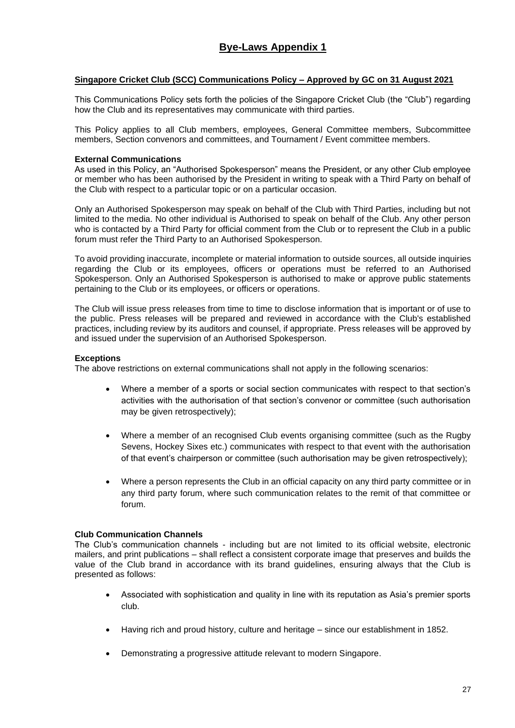# Bye-Laws Appendix 1

**Singapore Cricket Club (SCC) Communications Policy – Approved by GC on 31 August 2021**

This Communications Policy sets forth the policies of the Singapore Cricket Club (the "Club") regarding how the Club and its representatives may communicate with third parties.

This Policy applies to all Club members, employees, General Committee members, Subcommittee members, Section convenors and committees, and Tournament / Event committee members.

**External Communications**

As used in this Policy, an "Authorised Spokesperson" means the President, or any other Club employee or member who has been authorised by the President in writing to speak with a Third Party on behalf of the Club with respect to a particular topic or on a particular occasion.

Only an Authorised Spokesperson may speak on behalf of the Club with Third Parties, including but not limited to the media. No other individual is Authorised to speak on behalf of the Club. Any other person who is contacted by a Third Party for official comment from the Club or to represent the Club in a public forum must refer the Third Party to an Authorised Spokesperson.

To avoid providing inaccurate, incomplete or material information to outside sources, all outside inquiries regarding the Club or its employees, officers or operations must be referred to an Authorised Spokesperson. Only an Authorised Spokesperson is authorised to make or approve public statements pertaining to the Club or its employees, or officers or operations.

The Club will issue press releases from time to time to disclose information that is important or of use to the public. Press releases will be prepared and reviewed in accordance with the Club's established practices, including review by its auditors and counsel, if appropriate. Press releases will be approved by and issued under the supervision of an Authorised Spokesperson.

**Exceptions**

The above restrictions on external communications shall not apply in the following scenarios:

- Where a member of a sports or social section communicates with respect to that section's activities with the authorisation of that section's convenor or committee (such authorisation may be given retrospectively);
- Where a member of an recognised Club events organising committee (such as the Rugby Sevens, Hockey Sixes etc.) communicates with respect to that event with the authorisation of that event's chairperson or committee (such authorisation may be given retrospectively);
- Where a person represents the Club in an official capacity on any third party committee or in any third party forum, where such communication relates to the remit of that committee or forum.

**Club Communication Channels**

The Club's communication channels - including but are not limited to its official website, electronic mailers, and print publications – shall reflect a consistent corporate image that preserves and builds the value of the Club brand in accordance with its brand guidelines, ensuring always that the Club is presented as follows:

- Associated with sophistication and quality in line with its reputation as Asia's premier sports club.
- Having rich and proud history, culture and heritage – since our establishment in 1852.
- Demonstrating a progressive attitude relevant to modern Singapore.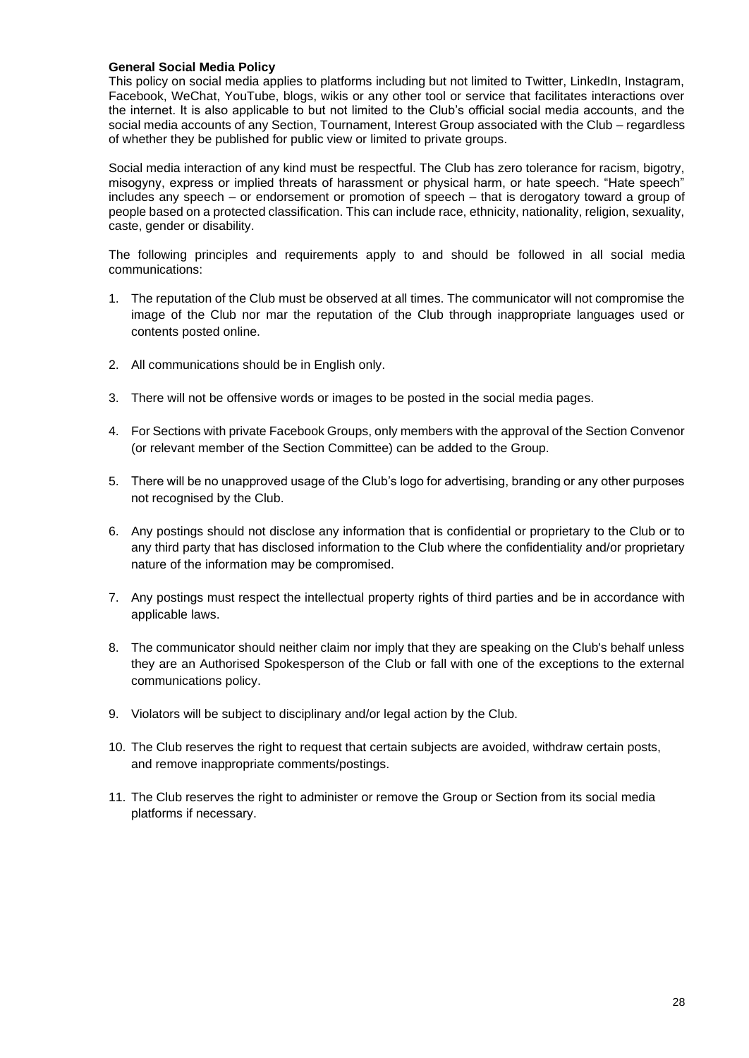**General Social Media Policy**

This policy on social media applies to platforms including but not limited to Twitter, LinkedIn, Instagram, Facebook, WeChat, YouTube, blogs, wikis or any other tool or service that facilitates interactions over the internet. It is also applicable to but not limited to the Club's official social media accounts, and the social media accounts of any Section, Tournament, Interest Group associated with the Club – regardless of whether they be published for public view or limited to private groups.

Social media interaction of any kind must be respectful. The Club has zero tolerance for racism, bigotry, misogyny, express or implied threats of harassment or physical harm, or hate speech. "Hate speech" includes any speech – or endorsement or promotion of speech – that is derogatory toward a group of people based on a protected classification. This can include race, ethnicity, nationality, religion, sexuality, caste, gender or disability.

The following principles and requirements apply to and should be followed in all social media communications:

1. The reputation of the Club must be observed at all times. The communicator will not compromise the image of the Club nor mar the reputation of the Club through inappropriate languages used or contents posted online.

2. All communications should be in English only.

3. There will not be offensive words or images to be posted in the social media pages.

4. For Sections with private Facebook Groups, only members with the approval of the Section Convenor (or relevant member of the Section Committee) can be added to the Group.

5. There will be no unapproved usage of the Club's logo for advertising, branding or any other purposes not recognised by the Club.

6. Any postings should not disclose any information that is confidential or proprietary to the Club or to any third party that has disclosed information to the Club where the confidentiality and/or proprietary nature of the information may be compromised.

7. Any postings must respect the intellectual property rights of third parties and be in accordance with applicable laws.

8. The communicator should neither claim nor imply that they are speaking on the Club's behalf unless they are an Authorised Spokesperson of the Club or fall with one of the exceptions to the external communications policy.

9. Violators will be subject to disciplinary and/or legal action by the Club.

10. The Club reserves the right to request that certain subjects are avoided, withdraw certain posts, and remove inappropriate comments/postings.

11. The Club reserves the right to administer or remove the Group or Section from its social media platforms if necessary.